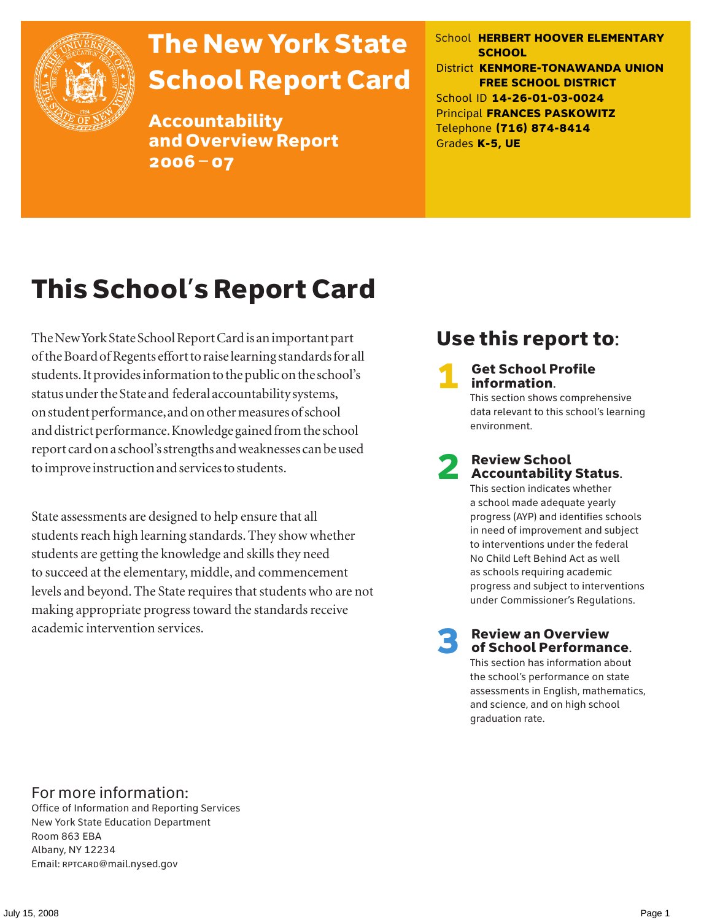# The New York State School Report Card

## Accountability and Overview Report 2006 – 07

School **HERBERT HOOVER ELEMENTARY SCHOOL**
District **KENMORE-TONAWANDA UNION FREE SCHOOL DISTRICT**
School ID **14-26-01-03-0024**
Principal **FRANCES PASKOWITZ**
Telephone **(716) 874-8414**
Grades **K-5, UE**

# This School's Report Card

The New York State School Report Card is an important part of the Board of Regents effort to raise learning standards for all students. It provides information to the public on the school's status under the State and federal accountability systems, on student performance, and on other measures of school and district performance. Knowledge gained from the school report card on a school's strengths and weaknesses can be used to improve instruction and services to students.

State assessments are designed to help ensure that all students reach high learning standards. They show whether students are getting the knowledge and skills they need to succeed at the elementary, middle, and commencement levels and beyond. The State requires that students who are not making appropriate progress toward the standards receive academic intervention services.

## Use this report to:

1. **Get School Profile information.** This section shows comprehensive data relevant to this school's learning environment.

2. **Review School Accountability Status.** This section indicates whether a school made adequate yearly progress (AYP) and identifies schools in need of improvement and subject to interventions under the federal No Child Left Behind Act as well as schools requiring academic progress and subject to interventions under Commissioner's Regulations.

3. **Review an Overview of School Performance.** This section has information about the school's performance on state assessments in English, mathematics, and science, and on high school graduation rate.

## For more information:

Office of Information and Reporting Services
New York State Education Department
Room 863 EBA
Albany, NY 12234
Email: RPTCARD@mail.nysed.gov

July 15, 2008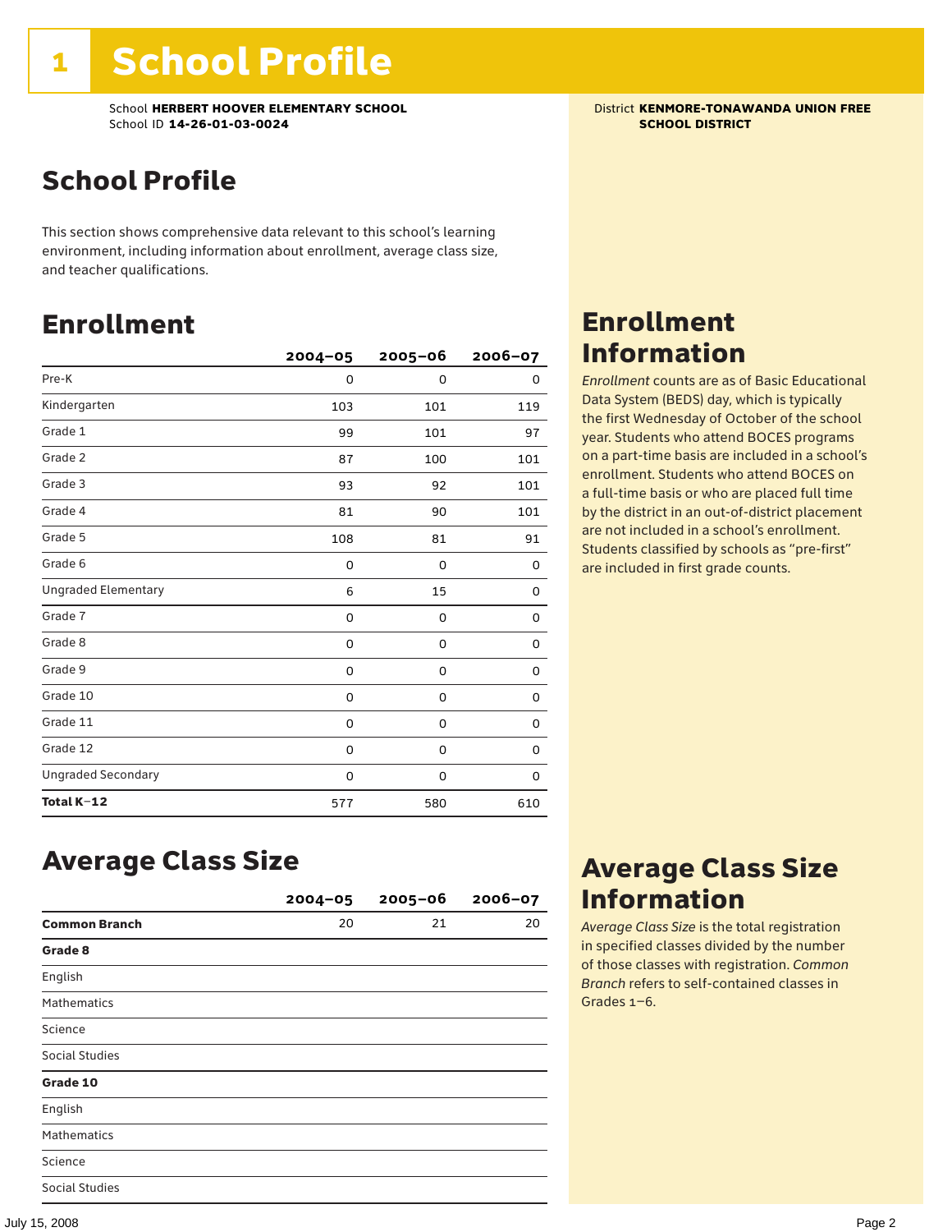# 1 School Profile

School **HERBERT HOOVER ELEMENTARY SCHOOL**
School ID **14-26-01-03-0024**

District **KENMORE-TONAWANDA UNION FREE SCHOOL DISTRICT**

## School Profile

This section shows comprehensive data relevant to this school's learning environment, including information about enrollment, average class size, and teacher qualifications.

## Enrollment

| | 2004–05 | 2005–06 | 2006–07 |
|---|---|---|---|
| Pre-K | 0 | 0 | 0 |
| Kindergarten | 103 | 101 | 119 |
| Grade 1 | 99 | 101 | 97 |
| Grade 2 | 87 | 100 | 101 |
| Grade 3 | 93 | 92 | 101 |
| Grade 4 | 81 | 90 | 101 |
| Grade 5 | 108 | 81 | 91 |
| Grade 6 | 0 | 0 | 0 |
| Ungraded Elementary | 6 | 15 | 0 |
| Grade 7 | 0 | 0 | 0 |
| Grade 8 | 0 | 0 | 0 |
| Grade 9 | 0 | 0 | 0 |
| Grade 10 | 0 | 0 | 0 |
| Grade 11 | 0 | 0 | 0 |
| Grade 12 | 0 | 0 | 0 |
| Ungraded Secondary | 0 | 0 | 0 |
| **Total K–12** | 577 | 580 | 610 |

## Enrollment Information

*Enrollment* counts are as of Basic Educational Data System (BEDS) day, which is typically the first Wednesday of October of the school year. Students who attend BOCES programs on a part-time basis are included in a school's enrollment. Students who attend BOCES on a full-time basis or who are placed full time by the district in an out-of-district placement are not included in a school's enrollment. Students classified by schools as "pre-first" are included in first grade counts.

## Average Class Size

| | 2004–05 | 2005–06 | 2006–07 |
|---|---|---|---|
| **Common Branch** | 20 | 21 | 20 |
| **Grade 8** | | | |
| English | | | |
| Mathematics | | | |
| Science | | | |
| Social Studies | | | |
| **Grade 10** | | | |
| English | | | |
| Mathematics | | | |
| Science | | | |
| Social Studies | | | |

## Average Class Size Information

*Average Class Size* is the total registration in specified classes divided by the number of those classes with registration. *Common Branch* refers to self-contained classes in Grades 1–6.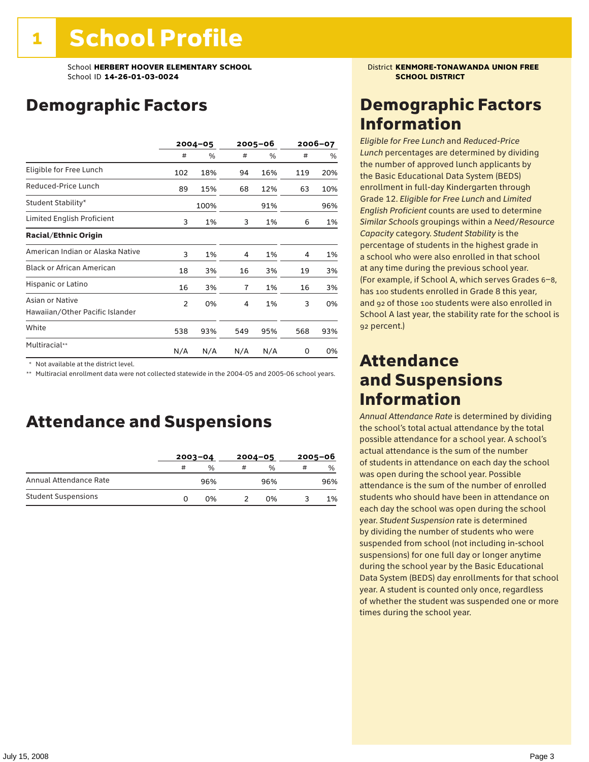# 1 School Profile

School **HERBERT HOOVER ELEMENTARY SCHOOL**
School ID **14-26-01-03-0024**

District **KENMORE-TONAWANDA UNION FREE SCHOOL DISTRICT**

## Demographic Factors

| | 2004–05 | | 2005–06 | | 2006–07 | |
|---|---|---|---|---|---|---|
| | # | % | # | % | # | % |
| Eligible for Free Lunch | 102 | 18% | 94 | 16% | 119 | 20% |
| Reduced-Price Lunch | 89 | 15% | 68 | 12% | 63 | 10% |
| Student Stability* | | 100% | | 91% | | 96% |
| Limited English Proficient | 3 | 1% | 3 | 1% | 6 | 1% |
| **Racial/Ethnic Origin** | | | | | | |
| American Indian or Alaska Native | 3 | 1% | 4 | 1% | 4 | 1% |
| Black or African American | 18 | 3% | 16 | 3% | 19 | 3% |
| Hispanic or Latino | 16 | 3% | 7 | 1% | 16 | 3% |
| Asian or Native Hawaiian/Other Pacific Islander | 2 | 0% | 4 | 1% | 3 | 0% |
| White | 538 | 93% | 549 | 95% | 568 | 93% |
| Multiracial** | N/A | N/A | N/A | N/A | 0 | 0% |

\* Not available at the district level.
\*\* Multiracial enrollment data were not collected statewide in the 2004-05 and 2005-06 school years.

## Attendance and Suspensions

| | 2003–04 | | 2004–05 | | 2005–06 | |
|---|---|---|---|---|---|---|
| | # | % | # | % | # | % |
| Annual Attendance Rate | | 96% | | 96% | | 96% |
| Student Suspensions | 0 | 0% | 2 | 0% | 3 | 1% |

## Demographic Factors Information

*Eligible for Free Lunch* and *Reduced-Price Lunch* percentages are determined by dividing the number of approved lunch applicants by the Basic Educational Data System (BEDS) enrollment in full-day Kindergarten through Grade 12. *Eligible for Free Lunch* and *Limited English Proficient* counts are used to determine *Similar Schools* groupings within a *Need/Resource Capacity* category. *Student Stability* is the percentage of students in the highest grade in a school who were also enrolled in that school at any time during the previous school year. (For example, if School A, which serves Grades 6–8, has 100 students enrolled in Grade 8 this year, and 92 of those 100 students were also enrolled in School A last year, the stability rate for the school is 92 percent.)

## Attendance and Suspensions Information

*Annual Attendance Rate* is determined by dividing the school's total actual attendance by the total possible attendance for a school year. A school's actual attendance is the sum of the number of students in attendance on each day the school was open during the school year. Possible attendance is the sum of the number of enrolled students who should have been in attendance on each day the school was open during the school year. *Student Suspension* rate is determined by dividing the number of students who were suspended from school (not including in-school suspensions) for one full day or longer anytime during the school year by the Basic Educational Data System (BEDS) day enrollments for that school year. A student is counted only once, regardless of whether the student was suspended one or more times during the school year.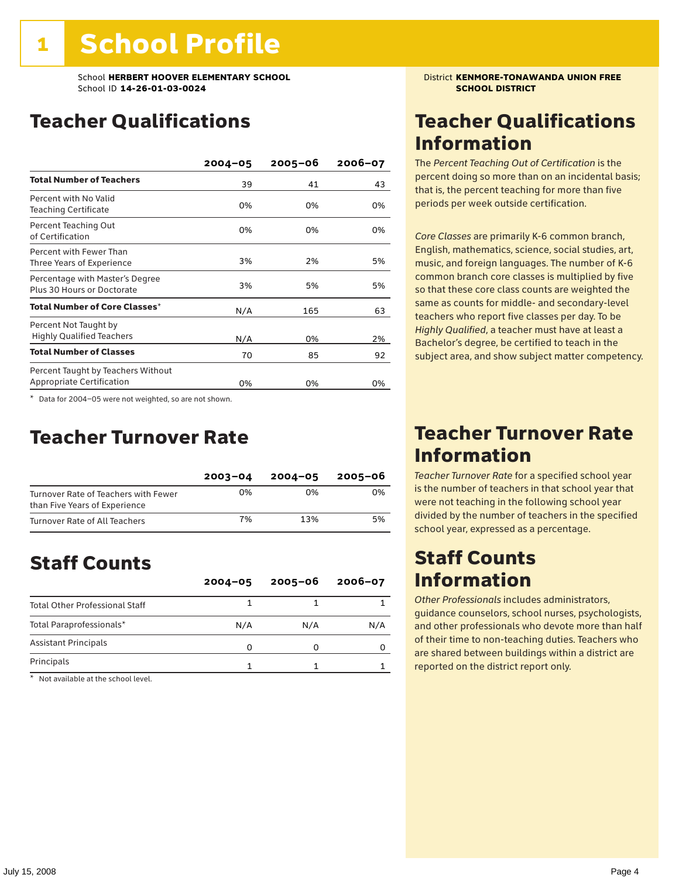# 1 School Profile

School **HERBERT HOOVER ELEMENTARY SCHOOL**
School ID **14-26-01-03-0024**

District **KENMORE-TONAWANDA UNION FREE SCHOOL DISTRICT**

## Teacher Qualifications

| | 2004–05 | 2005–06 | 2006–07 |
|---|---|---|---|
| **Total Number of Teachers** | 39 | 41 | 43 |
| Percent with No Valid Teaching Certificate | 0% | 0% | 0% |
| Percent Teaching Out of Certification | 0% | 0% | 0% |
| Percent with Fewer Than Three Years of Experience | 3% | 2% | 5% |
| Percentage with Master's Degree Plus 30 Hours or Doctorate | 3% | 5% | 5% |
| **Total Number of Core Classes*** | N/A | 165 | 63 |
| Percent Not Taught by Highly Qualified Teachers | N/A | 0% | 2% |
| **Total Number of Classes** | 70 | 85 | 92 |
| Percent Taught by Teachers Without Appropriate Certification | 0% | 0% | 0% |

* Data for 2004–05 were not weighted, so are not shown.

## Teacher Qualifications Information

The *Percent Teaching Out of Certification* is the percent doing so more than on an incidental basis; that is, the percent teaching for more than five periods per week outside certification.

*Core Classes* are primarily K-6 common branch, English, mathematics, science, social studies, art, music, and foreign languages. The number of K-6 common branch core classes is multiplied by five so that these core class counts are weighted the same as counts for middle- and secondary-level teachers who report five classes per day. To be *Highly Qualified*, a teacher must have at least a Bachelor's degree, be certified to teach in the subject area, and show subject matter competency.

## Teacher Turnover Rate

| | 2003–04 | 2004–05 | 2005–06 |
|---|---|---|---|
| Turnover Rate of Teachers with Fewer than Five Years of Experience | 0% | 0% | 0% |
| Turnover Rate of All Teachers | 7% | 13% | 5% |

## Teacher Turnover Rate Information

*Teacher Turnover Rate* for a specified school year is the number of teachers in that school year that were not teaching in the following school year divided by the number of teachers in the specified school year, expressed as a percentage.

## Staff Counts

| | 2004–05 | 2005–06 | 2006–07 |
|---|---|---|---|
| Total Other Professional Staff | 1 | 1 | 1 |
| Total Paraprofessionals* | N/A | N/A | N/A |
| Assistant Principals | 0 | 0 | 0 |
| Principals | 1 | 1 | 1 |

* Not available at the school level.

## Staff Counts Information

*Other Professionals* includes administrators, guidance counselors, school nurses, psychologists, and other professionals who devote more than half of their time to non-teaching duties. Teachers who are shared between buildings within a district are reported on the district report only.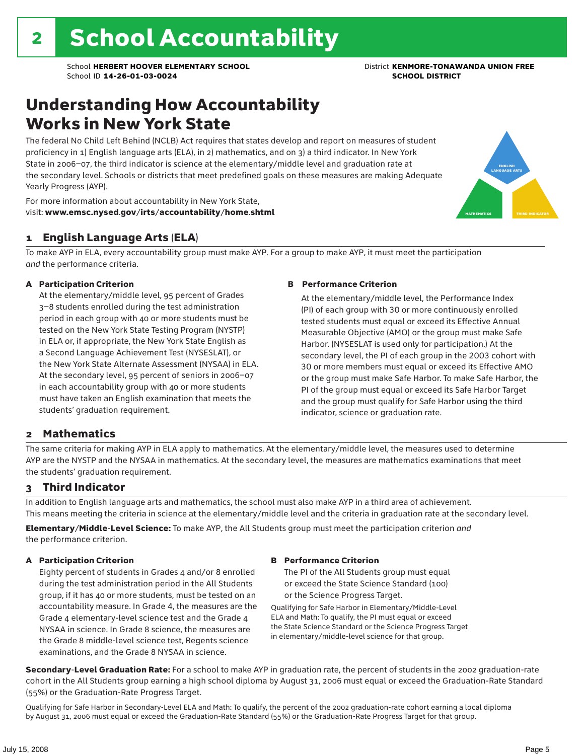# 2 School Accountability

School **HERBERT HOOVER ELEMENTARY SCHOOL** District **KENMORE-TONAWANDA UNION FREE SCHOOL DISTRICT**
School ID **14-26-01-03-0024**

## Understanding How Accountability Works in New York State

The federal No Child Left Behind (NCLB) Act requires that states develop and report on measures of student proficiency in 1) English language arts (ELA), in 2) mathematics, and on 3) a third indicator. In New York State in 2006–07, the third indicator is science at the elementary/middle level and graduation rate at the secondary level. Schools or districts that meet predefined goals on these measures are making Adequate Yearly Progress (AYP).

For more information about accountability in New York State, visit: **www.emsc.nysed.gov/irts/accountability/home.shtml**

ENGLISH LANGUAGE ARTS
MATHEMATICS
THIRD INDICATOR

### 1 English Language Arts (ELA)

To make AYP in ELA, every accountability group must make AYP. For a group to make AYP, it must meet the participation *and* the performance criteria.

**A Participation Criterion**

At the elementary/middle level, 95 percent of Grades 3–8 students enrolled during the test administration period in each group with 40 or more students must be tested on the New York State Testing Program (NYSTP) in ELA or, if appropriate, the New York State English as a Second Language Achievement Test (NYSESLAT), or the New York State Alternate Assessment (NYSAA) in ELA. At the secondary level, 95 percent of seniors in 2006–07 in each accountability group with 40 or more students must have taken an English examination that meets the students' graduation requirement.

**B Performance Criterion**

At the elementary/middle level, the Performance Index (PI) of each group with 30 or more continuously enrolled tested students must equal or exceed its Effective Annual Measurable Objective (AMO) or the group must make Safe Harbor. (NYSESLAT is used only for participation.) At the secondary level, the PI of each group in the 2003 cohort with 30 or more members must equal or exceed its Effective AMO or the group must make Safe Harbor. To make Safe Harbor, the PI of the group must equal or exceed its Safe Harbor Target and the group must qualify for Safe Harbor using the third indicator, science or graduation rate.

### 2 Mathematics

The same criteria for making AYP in ELA apply to mathematics. At the elementary/middle level, the measures used to determine AYP are the NYSTP and the NYSAA in mathematics. At the secondary level, the measures are mathematics examinations that meet the students' graduation requirement.

### 3 Third Indicator

In addition to English language arts and mathematics, the school must also make AYP in a third area of achievement. This means meeting the criteria in science at the elementary/middle level and the criteria in graduation rate at the secondary level.

**Elementary/Middle-Level Science:** To make AYP, the All Students group must meet the participation criterion *and* the performance criterion.

**A Participation Criterion**

Eighty percent of students in Grades 4 and/or 8 enrolled during the test administration period in the All Students group, if it has 40 or more students, must be tested on an accountability measure. In Grade 4, the measures are the Grade 4 elementary-level science test and the Grade 4 NYSAA in science. In Grade 8 science, the measures are the Grade 8 middle-level science test, Regents science examinations, and the Grade 8 NYSAA in science.

**B Performance Criterion**

The PI of the All Students group must equal or exceed the State Science Standard (100) or the Science Progress Target.

Qualifying for Safe Harbor in Elementary/Middle-Level ELA and Math: To qualify, the PI must equal or exceed the State Science Standard or the Science Progress Target in elementary/middle-level science for that group.

**Secondary-Level Graduation Rate:** For a school to make AYP in graduation rate, the percent of students in the 2002 graduation-rate cohort in the All Students group earning a high school diploma by August 31, 2006 must equal or exceed the Graduation-Rate Standard (55%) or the Graduation-Rate Progress Target.

Qualifying for Safe Harbor in Secondary-Level ELA and Math: To qualify, the percent of the 2002 graduation-rate cohort earning a local diploma by August 31, 2006 must equal or exceed the Graduation-Rate Standard (55%) or the Graduation-Rate Progress Target for that group.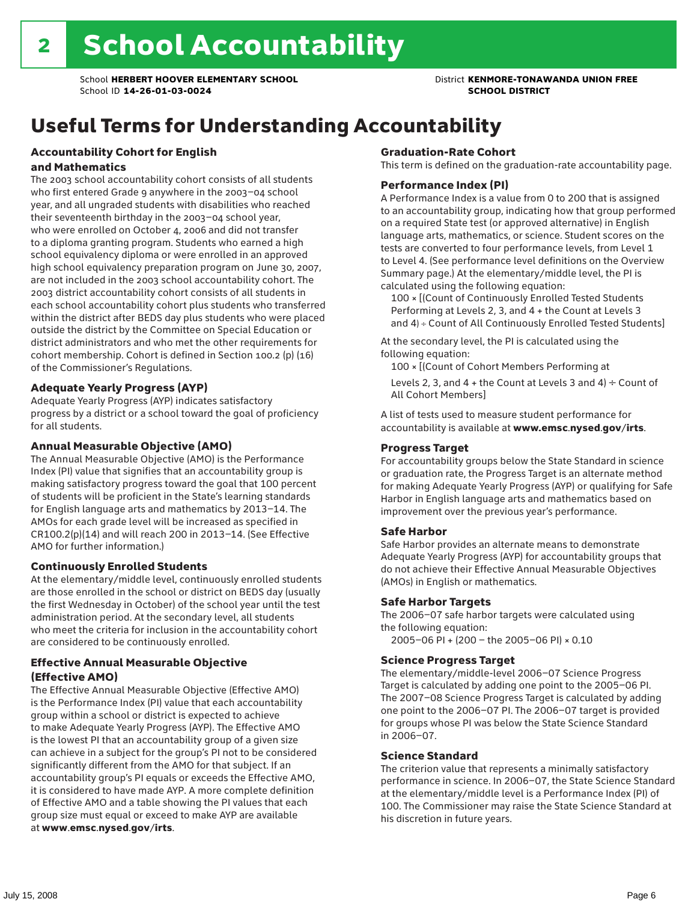# 2 School Accountability

School **HERBERT HOOVER ELEMENTARY SCHOOL**
School ID **14-26-01-03-0024**

District **KENMORE-TONAWANDA UNION FREE SCHOOL DISTRICT**

## Useful Terms for Understanding Accountability

### Accountability Cohort for English and Mathematics

The 2003 school accountability cohort consists of all students who first entered Grade 9 anywhere in the 2003–04 school year, and all ungraded students with disabilities who reached their seventeenth birthday in the 2003–04 school year, who were enrolled on October 4, 2006 and did not transfer to a diploma granting program. Students who earned a high school equivalency diploma or were enrolled in an approved high school equivalency preparation program on June 30, 2007, are not included in the 2003 school accountability cohort. The 2003 district accountability cohort consists of all students in each school accountability cohort plus students who transferred within the district after BEDS day plus students who were placed outside the district by the Committee on Special Education or district administrators and who met the other requirements for cohort membership. Cohort is defined in Section 100.2 (p) (16) of the Commissioner's Regulations.

### Adequate Yearly Progress (AYP)

Adequate Yearly Progress (AYP) indicates satisfactory progress by a district or a school toward the goal of proficiency for all students.

### Annual Measurable Objective (AMO)

The Annual Measurable Objective (AMO) is the Performance Index (PI) value that signifies that an accountability group is making satisfactory progress toward the goal that 100 percent of students will be proficient in the State's learning standards for English language arts and mathematics by 2013–14. The AMOs for each grade level will be increased as specified in CR100.2(p)(14) and will reach 200 in 2013–14. (See Effective AMO for further information.)

### Continuously Enrolled Students

At the elementary/middle level, continuously enrolled students are those enrolled in the school or district on BEDS day (usually the first Wednesday in October) of the school year until the test administration period. At the secondary level, all students who meet the criteria for inclusion in the accountability cohort are considered to be continuously enrolled.

### Effective Annual Measurable Objective (Effective AMO)

The Effective Annual Measurable Objective (Effective AMO) is the Performance Index (PI) value that each accountability group within a school or district is expected to achieve to make Adequate Yearly Progress (AYP). The Effective AMO is the lowest PI that an accountability group of a given size can achieve in a subject for the group's PI not to be considered significantly different from the AMO for that subject. If an accountability group's PI equals or exceeds the Effective AMO, it is considered to have made AYP. A more complete definition of Effective AMO and a table showing the PI values that each group size must equal or exceed to make AYP are available at **www.emsc.nysed.gov/irts**.

### Graduation-Rate Cohort

This term is defined on the graduation-rate accountability page.

### Performance Index (PI)

A Performance Index is a value from 0 to 200 that is assigned to an accountability group, indicating how that group performed on a required State test (or approved alternative) in English language arts, mathematics, or science. Student scores on the tests are converted to four performance levels, from Level 1 to Level 4. (See performance level definitions on the Overview Summary page.) At the elementary/middle level, the PI is calculated using the following equation:

100 × [(Count of Continuously Enrolled Tested Students Performing at Levels 2, 3, and 4 + the Count at Levels 3 and 4) ÷ Count of All Continuously Enrolled Tested Students]

At the secondary level, the PI is calculated using the following equation:

100 × [(Count of Cohort Members Performing at Levels 2, 3, and 4 + the Count at Levels 3 and 4) ÷ Count of All Cohort Members]

A list of tests used to measure student performance for accountability is available at **www.emsc.nysed.gov/irts**.

### Progress Target

For accountability groups below the State Standard in science or graduation rate, the Progress Target is an alternate method for making Adequate Yearly Progress (AYP) or qualifying for Safe Harbor in English language arts and mathematics based on improvement over the previous year's performance.

### Safe Harbor

Safe Harbor provides an alternate means to demonstrate Adequate Yearly Progress (AYP) for accountability groups that do not achieve their Effective Annual Measurable Objectives (AMOs) in English or mathematics.

### Safe Harbor Targets

The 2006–07 safe harbor targets were calculated using the following equation:

2005–06 PI + (200 – the 2005–06 PI) × 0.10

### Science Progress Target

The elementary/middle-level 2006–07 Science Progress Target is calculated by adding one point to the 2005–06 PI. The 2007–08 Science Progress Target is calculated by adding one point to the 2006–07 PI. The 2006–07 target is provided for groups whose PI was below the State Science Standard in 2006–07.

### Science Standard

The criterion value that represents a minimally satisfactory performance in science. In 2006–07, the State Science Standard at the elementary/middle level is a Performance Index (PI) of 100. The Commissioner may raise the State Science Standard at his discretion in future years.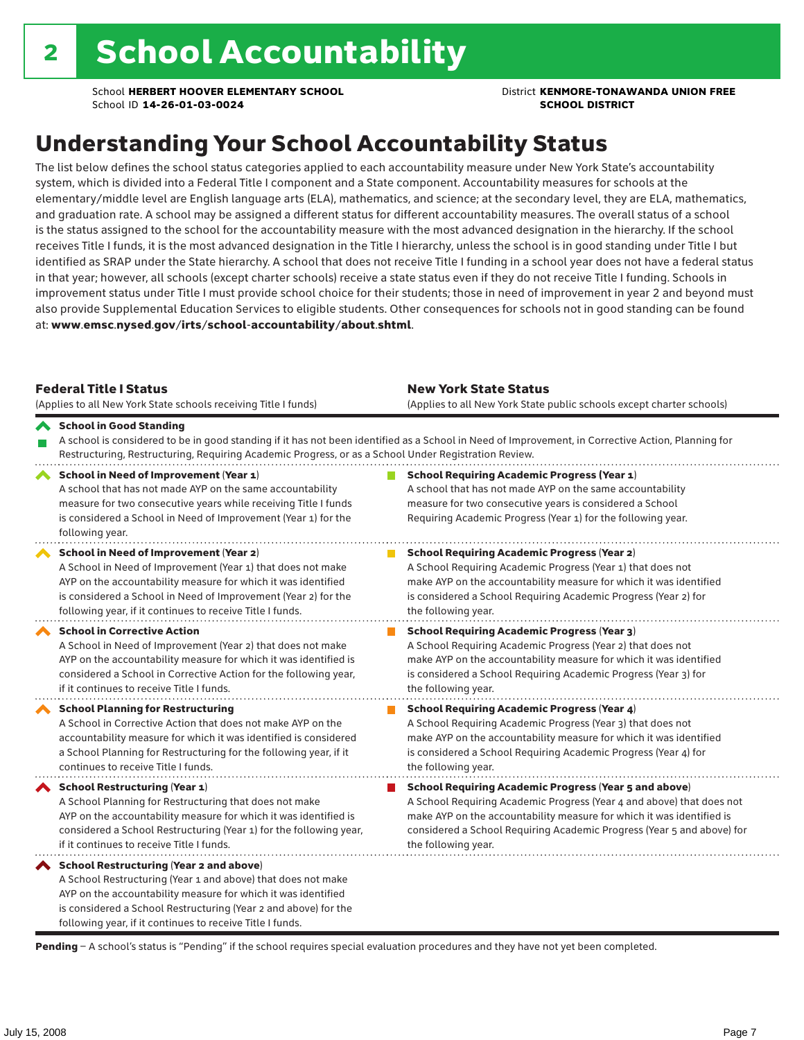# 2 School Accountability

School **HERBERT HOOVER ELEMENTARY SCHOOL**
School ID **14-26-01-03-0024**

District **KENMORE-TONAWANDA UNION FREE SCHOOL DISTRICT**

## Understanding Your School Accountability Status

The list below defines the school status categories applied to each accountability measure under New York State's accountability system, which is divided into a Federal Title I component and a State component. Accountability measures for schools at the elementary/middle level are English language arts (ELA), mathematics, and science; at the secondary level, they are ELA, mathematics, and graduation rate. A school may be assigned a different status for different accountability measures. The overall status of a school is the status assigned to the school for the accountability measure with the most advanced designation in the hierarchy. If the school receives Title I funds, it is the most advanced designation in the Title I hierarchy, unless the school is in good standing under Title I but identified as SRAP under the State hierarchy. A school that does not receive Title I funding in a school year does not have a federal status in that year; however, all schools (except charter schools) receive a state status even if they do not receive Title I funding. Schools in improvement status under Title I must provide school choice for their students; those in need of improvement in year 2 and beyond must also provide Supplemental Education Services to eligible students. Other consequences for schools not in good standing can be found at: **www.emsc.nysed.gov/irts/school-accountability/about.shtml**.

| **Federal Title I Status** (Applies to all New York State schools receiving Title I funds) | **New York State Status** (Applies to all New York State public schools except charter schools) |
|---|---|
| **School in Good Standing** A school is considered to be in good standing if it has not been identified as a School in Need of Improvement, in Corrective Action, Planning for Restructuring, Restructuring, Requiring Academic Progress, or as a School Under Registration Review. | |
| **School in Need of Improvement (Year 1)** A school that has not made AYP on the same accountability measure for two consecutive years while receiving Title I funds is considered a School in Need of Improvement (Year 1) for the following year. | **School Requiring Academic Progress (Year 1)** A school that has not made AYP on the same accountability measure for two consecutive years is considered a School Requiring Academic Progress (Year 1) for the following year. |
| **School in Need of Improvement (Year 2)** A School in Need of Improvement (Year 1) that does not make AYP on the accountability measure for which it was identified is considered a School in Need of Improvement (Year 2) for the following year, if it continues to receive Title I funds. | **School Requiring Academic Progress (Year 2)** A School Requiring Academic Progress (Year 1) that does not make AYP on the accountability measure for which it was identified is considered a School Requiring Academic Progress (Year 2) for the following year. |
| **School in Corrective Action** A School in Need of Improvement (Year 2) that does not make AYP on the accountability measure for which it was identified is considered a School in Corrective Action for the following year, if it continues to receive Title I funds. | **School Requiring Academic Progress (Year 3)** A School Requiring Academic Progress (Year 2) that does not make AYP on the accountability measure for which it was identified is considered a School Requiring Academic Progress (Year 3) for the following year. |
| **School Planning for Restructuring** A School in Corrective Action that does not make AYP on the accountability measure for which it was identified is considered a School Planning for Restructuring for the following year, if it continues to receive Title I funds. | **School Requiring Academic Progress (Year 4)** A School Requiring Academic Progress (Year 3) that does not make AYP on the accountability measure for which it was identified is considered a School Requiring Academic Progress (Year 4) for the following year. |
| **School Restructuring (Year 1)** A School Planning for Restructuring that does not make AYP on the accountability measure for which it was identified is considered a School Restructuring (Year 1) for the following year, if it continues to receive Title I funds. | **School Requiring Academic Progress (Year 5 and above)** A School Requiring Academic Progress (Year 4 and above) that does not make AYP on the accountability measure for which it was identified is considered a School Requiring Academic Progress (Year 5 and above) for the following year. |
| **School Restructuring (Year 2 and above)** A School Restructuring (Year 1 and above) that does not make AYP on the accountability measure for which it was identified is considered a School Restructuring (Year 2 and above) for the following year, if it continues to receive Title I funds. | |

**Pending** – A school's status is "Pending" if the school requires special evaluation procedures and they have not yet been completed.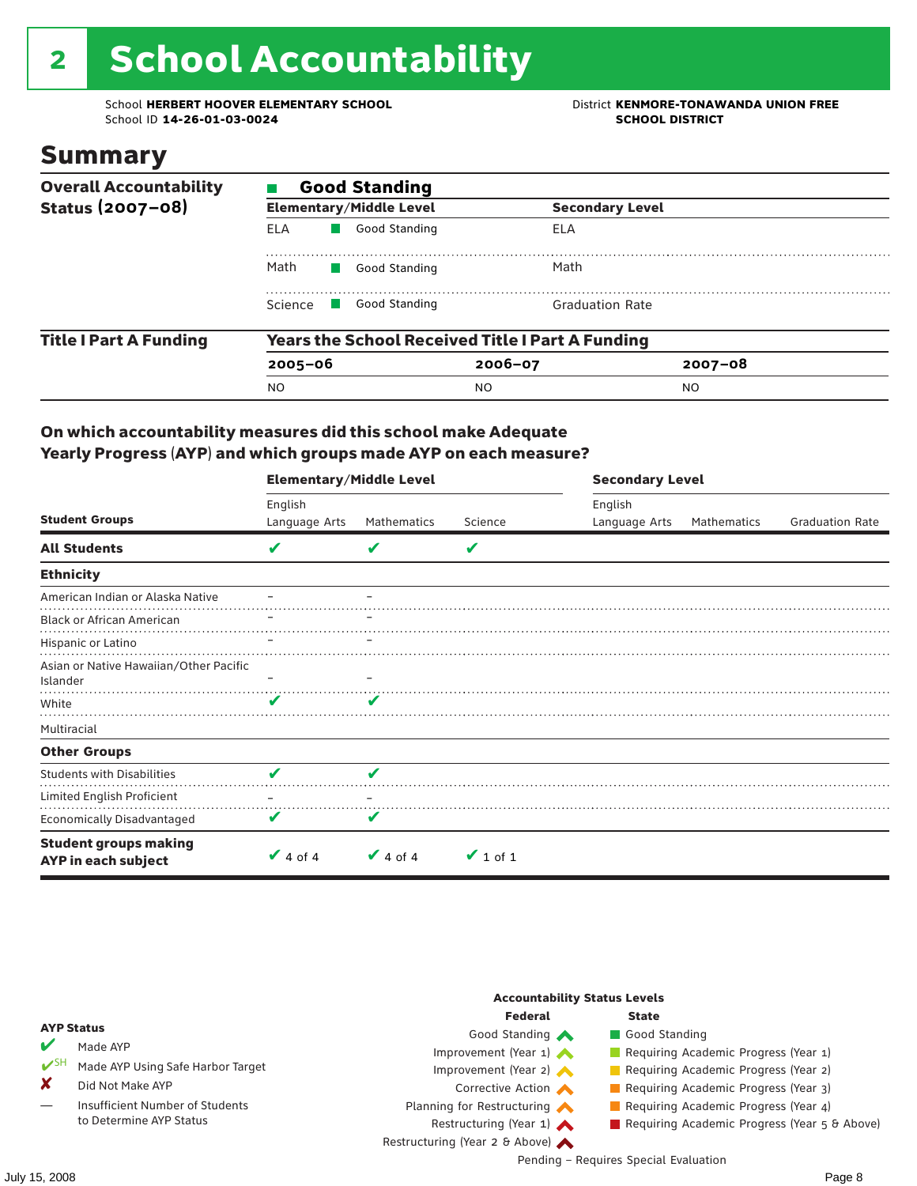# 2 School Accountability

School **HERBERT HOOVER ELEMENTARY SCHOOL**
School ID **14-26-01-03-0024**

District **KENMORE-TONAWANDA UNION FREE SCHOOL DISTRICT**

## Summary

| Overall Accountability Status (2007–08) | Good Standing | | |
|---|---|---|---|
| | **Elementary/Middle Level** | | **Secondary Level** |
| | ELA | Good Standing | ELA |
| | Math | Good Standing | Math |
| | Science | Good Standing | Graduation Rate |

| Title I Part A Funding | Years the School Received Title I Part A Funding | | |
|---|---|---|---|
| | **2005–06** | **2006–07** | **2007–08** |
| | NO | NO | NO |

### On which accountability measures did this school make Adequate Yearly Progress (AYP) and which groups made AYP on each measure?

| Student Groups | Elementary/Middle Level: English Language Arts | Elementary/Middle Level: Mathematics | Elementary/Middle Level: Science | Secondary Level: English Language Arts | Secondary Level: Mathematics | Secondary Level: Graduation Rate |
|---|---|---|---|---|---|---|
| **All Students** | ✔ | ✔ | ✔ | | | |
| **Ethnicity** | | | | | | |
| American Indian or Alaska Native | – | – | | | | |
| Black or African American | – | – | | | | |
| Hispanic or Latino | – | – | | | | |
| Asian or Native Hawaiian/Other Pacific Islander | – | – | | | | |
| White | ✔ | ✔ | | | | |
| Multiracial | | | | | | |
| **Other Groups** | | | | | | |
| Students with Disabilities | ✔ | ✔ | | | | |
| Limited English Proficient | – | – | | | | |
| Economically Disadvantaged | ✔ | ✔ | | | | |
| **Student groups making AYP in each subject** | ✔ 4 of 4 | ✔ 4 of 4 | ✔ 1 of 1 | | | |

**AYP Status**

- ✔ Made AYP
- ✔SH Made AYP Using Safe Harbor Target
- ✘ Did Not Make AYP
- — Insufficient Number of Students to Determine AYP Status

**Accountability Status Levels**

| Federal | State |
|---|---|
| Good Standing | Good Standing |
| Improvement (Year 1) | Requiring Academic Progress (Year 1) |
| Improvement (Year 2) | Requiring Academic Progress (Year 2) |
| Corrective Action | Requiring Academic Progress (Year 3) |
| Planning for Restructuring | Requiring Academic Progress (Year 4) |
| Restructuring (Year 1) | Requiring Academic Progress (Year 5 & Above) |
| Restructuring (Year 2 & Above) | |

Pending – Requires Special Evaluation

July 15, 2008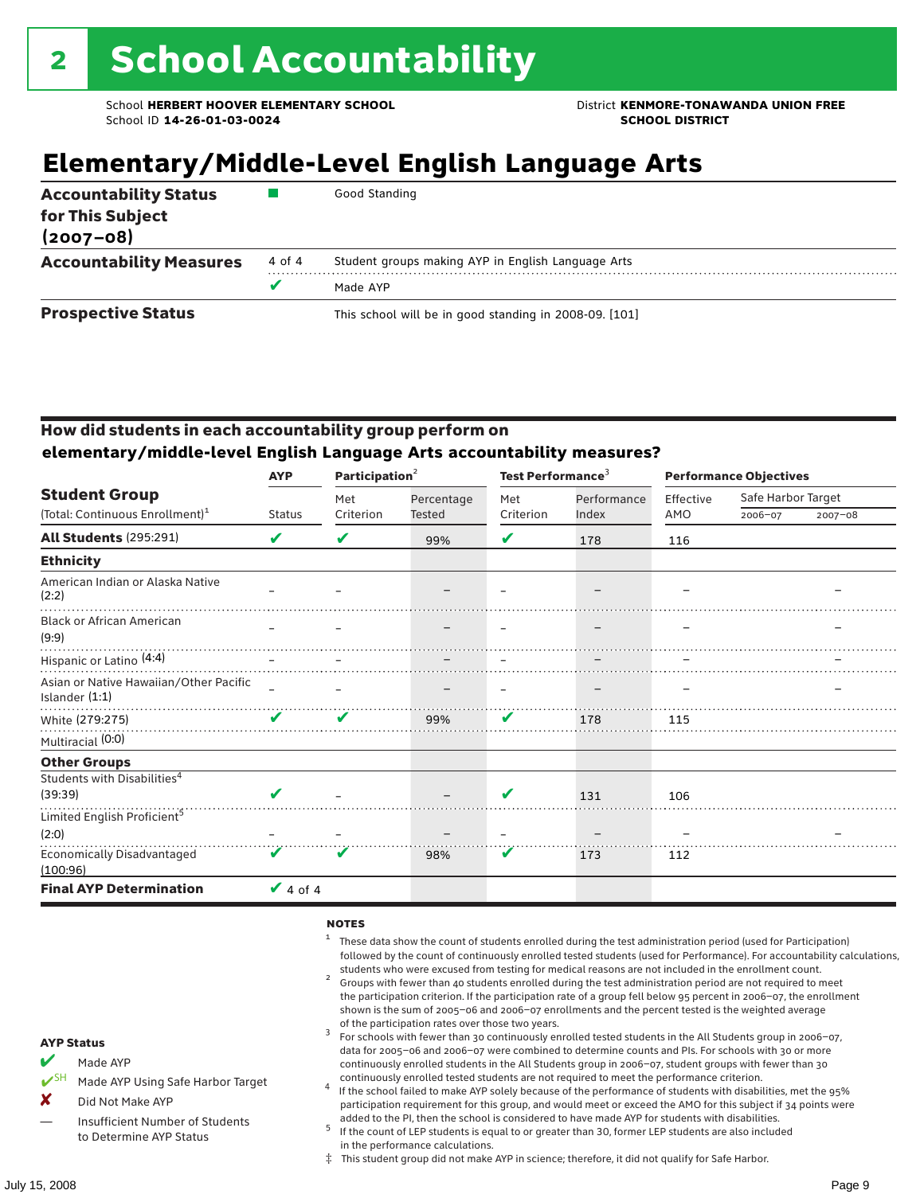# 2 School Accountability

School **HERBERT HOOVER ELEMENTARY SCHOOL**
School ID **14-26-01-03-0024**

District **KENMORE-TONAWANDA UNION FREE SCHOOL DISTRICT**

## Elementary/Middle-Level English Language Arts

| | | |
|---|---|---|
| **Accountability Status for This Subject (2007–08)** | ■ | Good Standing |
| **Accountability Measures** | 4 of 4 | Student groups making AYP in English Language Arts |
| | ✔ | Made AYP |
| **Prospective Status** | | This school will be in good standing in 2008-09. [101] |

### How did students in each accountability group perform on elementary/middle-level English Language Arts accountability measures?

| Student Group (Total: Continuous Enrollment)[1] | AYP Status | Participation[2] Met Criterion | Participation[2] Percentage Tested | Test Performance[3] Met Criterion | Test Performance[3] Performance Index | Performance Objectives Effective AMO | Safe Harbor Target 2006–07 | Safe Harbor Target 2007–08 |
|---|---|---|---|---|---|---|---|---|
| **All Students** (295:291) | ✔ | ✔ | 99% | ✔ | 178 | 116 | | |
| **Ethnicity** | | | | | | | | |
| American Indian or Alaska Native (2:2) | – | – | – | – | – | – | | – |
| Black or African American (9:9) | – | – | – | – | – | – | | – |
| Hispanic or Latino (4:4) | – | – | – | – | – | – | | – |
| Asian or Native Hawaiian/Other Pacific Islander (1:1) | – | – | – | – | – | – | | – |
| White (279:275) | ✔ | ✔ | 99% | ✔ | 178 | 115 | | |
| Multiracial (0:0) | | | | | | | | |
| **Other Groups** | | | | | | | | |
| Students with Disabilities[4] (39:39) | ✔ | – | – | ✔ | 131 | 106 | | |
| Limited English Proficient[5] (2:0) | – | – | – | – | – | – | | – |
| Economically Disadvantaged (100:96) | ✔ | ✔ | 98% | ✔ | 173 | 112 | | |
| **Final AYP Determination** | ✔ 4 of 4 | | | | | | | |

**NOTES**

1. These data show the count of students enrolled during the test administration period (used for Participation) followed by the count of continuously enrolled tested students (used for Performance). For accountability calculations, students who were excused from testing for medical reasons are not included in the enrollment count.
2. Groups with fewer than 40 students enrolled during the test administration period are not required to meet the participation criterion. If the participation rate of a group fell below 95 percent in 2006–07, the enrollment shown is the sum of 2005–06 and 2006–07 enrollments and the percent tested is the weighted average of the participation rates over those two years.
3. For schools with fewer than 30 continuously enrolled tested students in the All Students group in 2006–07, data for 2005–06 and 2006–07 were combined to determine counts and PIs. For schools with 30 or more continuously enrolled students in the All Students group in 2006–07, student groups with fewer than 30 continuously enrolled tested students are not required to meet the performance criterion.
4. If the school failed to make AYP solely because of the performance of students with disabilities, met the 95% participation requirement for this group, and would meet or exceed the AMO for this subject if 34 points were added to the PI, then the school is considered to have made AYP for students with disabilities.
5. If the count of LEP students is equal to or greater than 30, former LEP students are also included in the performance calculations.

‡ This student group did not make AYP in science; therefore, it did not qualify for Safe Harbor.

**AYP Status**

- ✔ Made AYP
- ✔SH Made AYP Using Safe Harbor Target
- ✘ Did Not Make AYP
- — Insufficient Number of Students to Determine AYP Status

July 15, 2008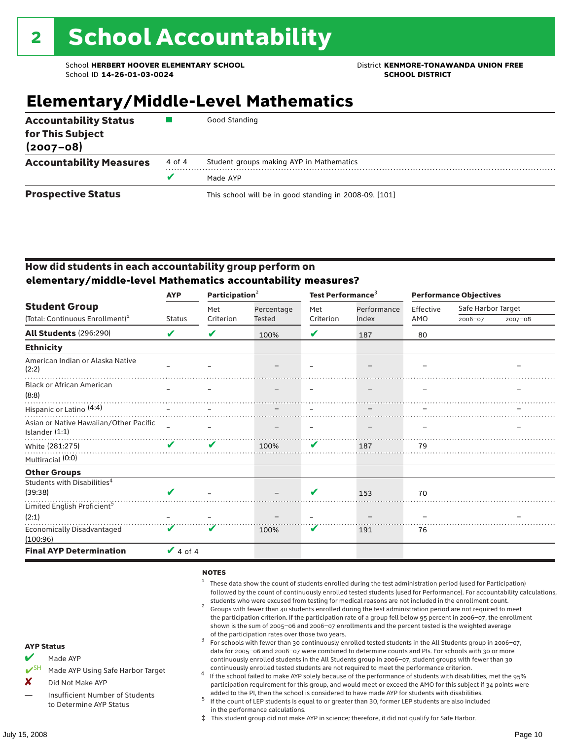# 2 School Accountability

School **HERBERT HOOVER ELEMENTARY SCHOOL**
School ID **14-26-01-03-0024**

District **KENMORE-TONAWANDA UNION FREE SCHOOL DISTRICT**

## Elementary/Middle-Level Mathematics

| | | |
|---|---|---|
| **Accountability Status for This Subject (2007–08)** | ■ | Good Standing |
| **Accountability Measures** | 4 of 4 | Student groups making AYP in Mathematics |
| | ✔ | Made AYP |
| **Prospective Status** | | This school will be in good standing in 2008-09. [101] |

### How did students in each accountability group perform on elementary/middle-level Mathematics accountability measures?

| Student Group (Total: Continuous Enrollment)[1] | AYP Status | Participation[2] Met Criterion | Participation[2] Percentage Tested | Test Performance[3] Met Criterion | Test Performance[3] Performance Index | Performance Objectives Effective AMO | Safe Harbor Target 2006–07 | Safe Harbor Target 2007–08 |
|---|---|---|---|---|---|---|---|---|
| **All Students** (296:290) | ✔ | ✔ | 100% | ✔ | 187 | 80 | | |
| **Ethnicity** | | | | | | | | |
| American Indian or Alaska Native (2:2) | – | – | – | – | – | – | | – |
| Black or African American (8:8) | – | – | – | – | – | – | | – |
| Hispanic or Latino (4:4) | – | – | – | – | – | – | | – |
| Asian or Native Hawaiian/Other Pacific Islander (1:1) | – | – | – | – | – | – | | – |
| White (281:275) | ✔ | ✔ | 100% | ✔ | 187 | 79 | | |
| Multiracial (0:0) | | | | | | | | |
| **Other Groups** | | | | | | | | |
| Students with Disabilities[4] (39:38) | ✔ | – | – | ✔ | 153 | 70 | | |
| Limited English Proficient[5] (2:1) | – | – | – | – | – | – | | – |
| Economically Disadvantaged (100:96) | ✔ | ✔ | 100% | ✔ | 191 | 76 | | |
| **Final AYP Determination** | ✔ 4 of 4 | | | | | | | |

**NOTES**

1. These data show the count of students enrolled during the test administration period (used for Participation) followed by the count of continuously enrolled tested students (used for Performance). For accountability calculations, students who were excused from testing for medical reasons are not included in the enrollment count.
2. Groups with fewer than 40 students enrolled during the test administration period are not required to meet the participation criterion. If the participation rate of a group fell below 95 percent in 2006–07, the enrollment shown is the sum of 2005–06 and 2006–07 enrollments and the percent tested is the weighted average of the participation rates over those two years.
3. For schools with fewer than 30 continuously enrolled tested students in the All Students group in 2006–07, data for 2005–06 and 2006–07 were combined to determine counts and PIs. For schools with 30 or more continuously enrolled students in the All Students group in 2006–07, student groups with fewer than 30 continuously enrolled tested students are not required to meet the performance criterion.
4. If the school failed to make AYP solely because of the performance of students with disabilities, met the 95% participation requirement for this group, and would meet or exceed the AMO for this subject if 34 points were added to the PI, then the school is considered to have made AYP for students with disabilities.
5. If the count of LEP students is equal to or greater than 30, former LEP students are also included in the performance calculations.

‡ This student group did not make AYP in science; therefore, it did not qualify for Safe Harbor.

**AYP Status**

- ✔ Made AYP
- ✔SH Made AYP Using Safe Harbor Target
- ✘ Did Not Make AYP
- — Insufficient Number of Students to Determine AYP Status

July 15, 2008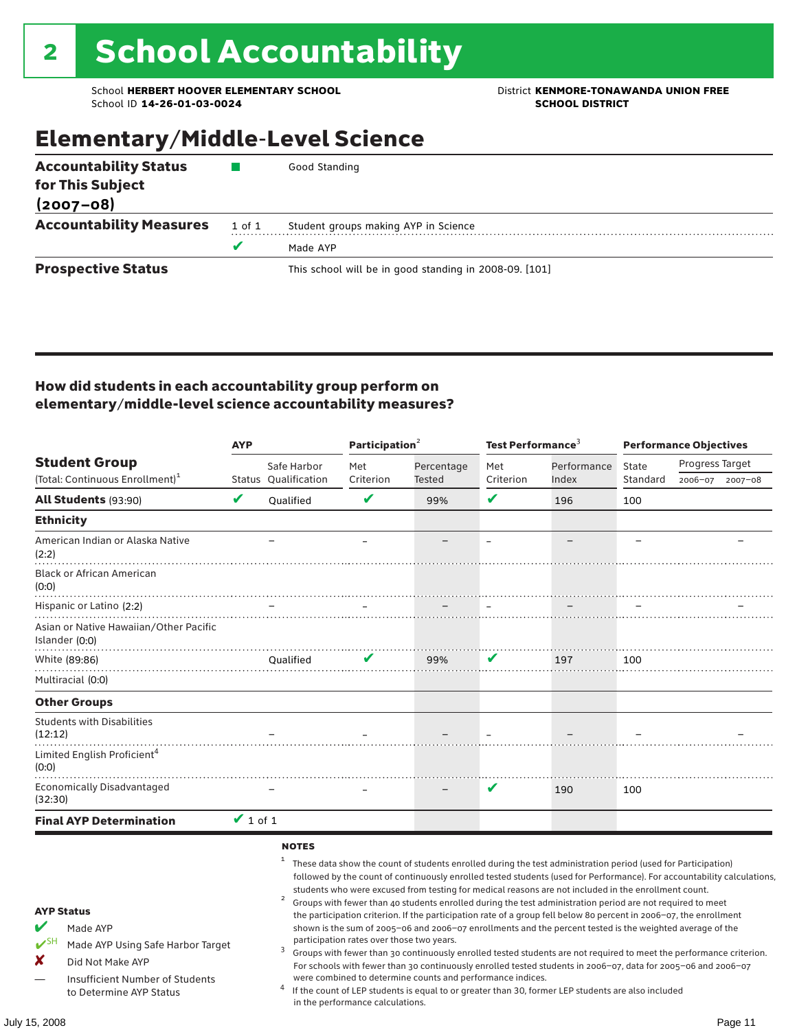# 2 School Accountability

School **HERBERT HOOVER ELEMENTARY SCHOOL**
School ID **14-26-01-03-0024**

District **KENMORE-TONAWANDA UNION FREE SCHOOL DISTRICT**

## Elementary/Middle-Level Science

| | | |
|---|---|---|
| **Accountability Status for This Subject (2007–08)** | ■ | Good Standing |
| **Accountability Measures** | 1 of 1 | Student groups making AYP in Science |
| | ✔ | Made AYP |
| **Prospective Status** | | This school will be in good standing in 2008-09. [101] |

### How did students in each accountability group perform on elementary/middle-level science accountability measures?

| Student Group (Total: Continuous Enrollment)[1] | AYP | | Participation[2] | | Test Performance[3] | | Performance Objectives | | |
|---|---|---|---|---|---|---|---|---|---|
| | Status | Safe Harbor Qualification | Met Criterion | Percentage Tested | Met Criterion | Performance Index | State Standard | Progress Target 2006–07 | Progress Target 2007–08 |
| **All Students** (93:90) | ✔ | Qualified | ✔ | 99% | ✔ | 196 | 100 | | |
| **Ethnicity** | | | | | | | | | |
| American Indian or Alaska Native (2:2) | | – | – | – | – | – | – | | – |
| Black or African American (0:0) | | | | | | | | | |
| Hispanic or Latino (2:2) | | – | – | – | – | – | – | | – |
| Asian or Native Hawaiian/Other Pacific Islander (0:0) | | | | | | | | | |
| White (89:86) | | Qualified | ✔ | 99% | ✔ | 197 | 100 | | |
| Multiracial (0:0) | | | | | | | | | |
| **Other Groups** | | | | | | | | | |
| Students with Disabilities (12:12) | | – | – | – | – | – | – | | – |
| Limited English Proficient[4] (0:0) | | | | | | | | | |
| Economically Disadvantaged (32:30) | | – | – | – | ✔ | 190 | 100 | | |
| **Final AYP Determination** | ✔ 1 of 1 | | | | | | | | |

**AYP Status**

- ✔ Made AYP
- ✔SH Made AYP Using Safe Harbor Target
- ✘ Did Not Make AYP
- — Insufficient Number of Students to Determine AYP Status

**NOTES**

1. These data show the count of students enrolled during the test administration period (used for Participation) followed by the count of continuously enrolled tested students (used for Performance). For accountability calculations, students who were excused from testing for medical reasons are not included in the enrollment count.
2. Groups with fewer than 40 students enrolled during the test administration period are not required to meet the participation criterion. If the participation rate of a group fell below 80 percent in 2006–07, the enrollment shown is the sum of 2005–06 and 2006–07 enrollments and the percent tested is the weighted average of the participation rates over those two years.
3. Groups with fewer than 30 continuously enrolled tested students are not required to meet the performance criterion. For schools with fewer than 30 continuously enrolled tested students in 2006–07, data for 2005–06 and 2006–07 were combined to determine counts and performance indices.
4. If the count of LEP students is equal to or greater than 30, former LEP students are also included in the performance calculations.

July 15, 2008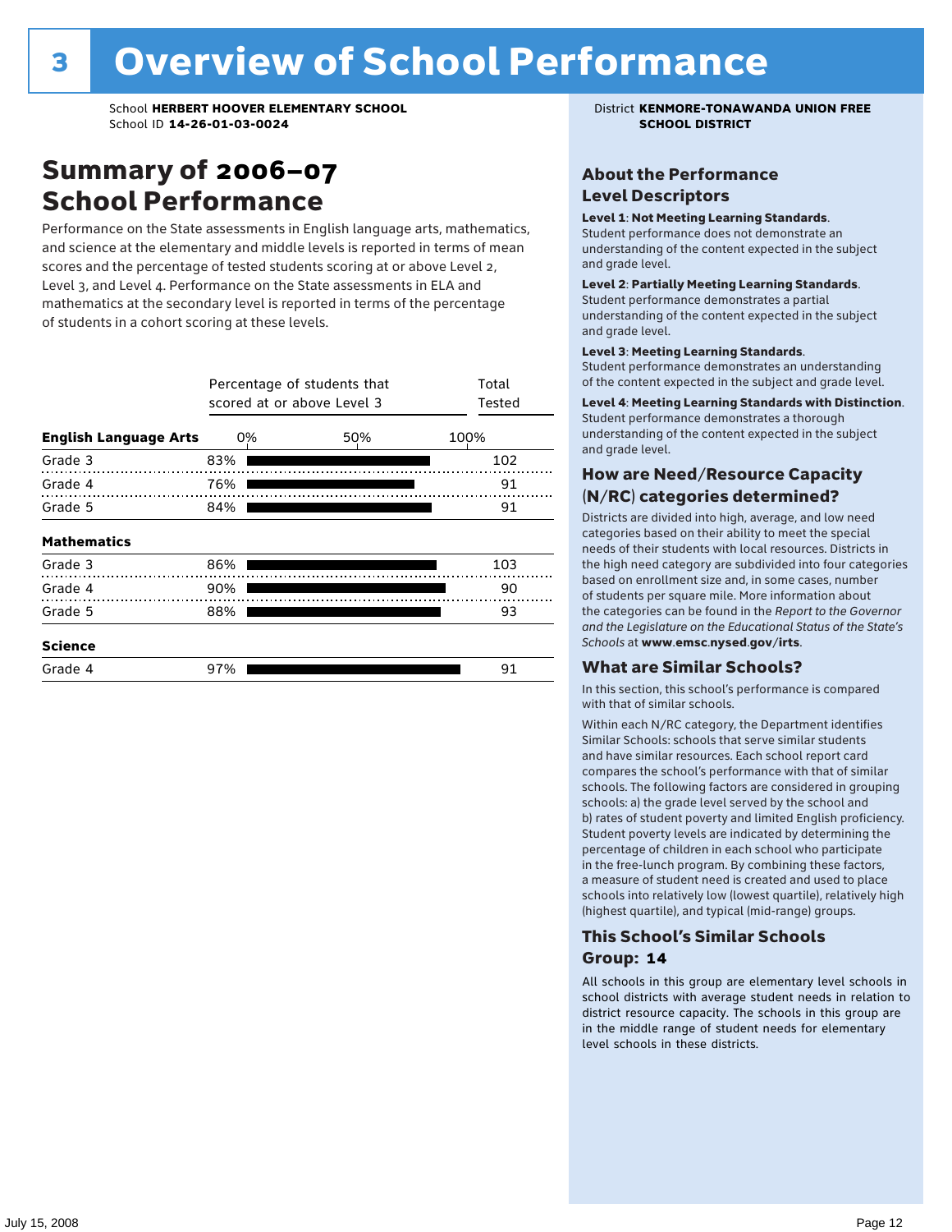# 3 Overview of School Performance

School **HERBERT HOOVER ELEMENTARY SCHOOL**
School ID **14-26-01-03-0024**

District **KENMORE-TONAWANDA UNION FREE SCHOOL DISTRICT**

## Summary of 2006–07 School Performance

Performance on the State assessments in English language arts, mathematics, and science at the elementary and middle levels is reported in terms of mean scores and the percentage of tested students scoring at or above Level 2, Level 3, and Level 4. Performance on the State assessments in ELA and mathematics at the secondary level is reported in terms of the percentage of students in a cohort scoring at these levels.

| | Percentage of students that scored at or above Level 3 | Total Tested |
|---|---|---|
| **English Language Arts** | | |
| Grade 3 | 83% | 102 |
| Grade 4 | 76% | 91 |
| Grade 5 | 84% | 91 |
| **Mathematics** | | |
| Grade 3 | 86% | 103 |
| Grade 4 | 90% | 90 |
| Grade 5 | 88% | 93 |
| **Science** | | |
| Grade 4 | 97% | 91 |

### About the Performance Level Descriptors

**Level 1**: **Not Meeting Learning Standards**. Student performance does not demonstrate an understanding of the content expected in the subject and grade level.

**Level 2**: **Partially Meeting Learning Standards**. Student performance demonstrates a partial understanding of the content expected in the subject and grade level.

**Level 3**: **Meeting Learning Standards**. Student performance demonstrates an understanding of the content expected in the subject and grade level.

**Level 4**: **Meeting Learning Standards with Distinction**. Student performance demonstrates a thorough understanding of the content expected in the subject and grade level.

### How are Need/Resource Capacity (N/RC) categories determined?

Districts are divided into high, average, and low need categories based on their ability to meet the special needs of their students with local resources. Districts in the high need category are subdivided into four categories based on enrollment size and, in some cases, number of students per square mile. More information about the categories can be found in the *Report to the Governor and the Legislature on the Educational Status of the State's Schools* at **www.emsc.nysed.gov/irts**.

### What are Similar Schools?

In this section, this school's performance is compared with that of similar schools.

Within each N/RC category, the Department identifies Similar Schools: schools that serve similar students and have similar resources. Each school report card compares the school's performance with that of similar schools. The following factors are considered in grouping schools: a) the grade level served by the school and b) rates of student poverty and limited English proficiency. Student poverty levels are indicated by determining the percentage of children in each school who participate in the free-lunch program. By combining these factors, a measure of student need is created and used to place schools into relatively low (lowest quartile), relatively high (highest quartile), and typical (mid-range) groups.

### This School's Similar Schools Group: 14

All schools in this group are elementary level schools in school districts with average student needs in relation to district resource capacity. The schools in this group are in the middle range of student needs for elementary level schools in these districts.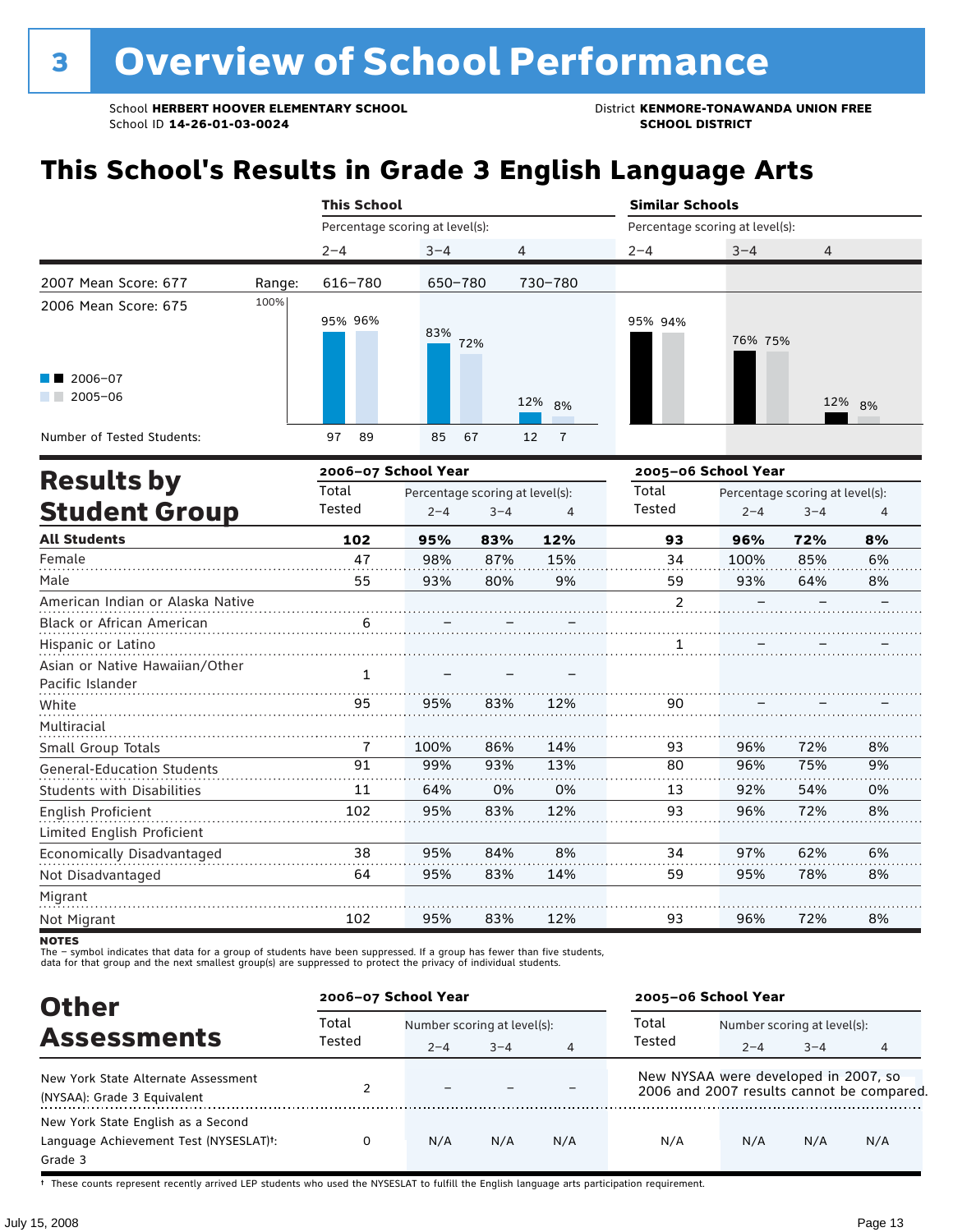# 3 Overview of School Performance

School **HERBERT HOOVER ELEMENTARY SCHOOL**
School ID **14-26-01-03-0024**

District **KENMORE-TONAWANDA UNION FREE SCHOOL DISTRICT**

## This School's Results in Grade 3 English Language Arts

| | | This School | | | Similar Schools | | |
|---|---|---|---|---|---|---|---|
| | | Percentage scoring at level(s): | | | Percentage scoring at level(s): | | |
| | | 2–4 | 3–4 | 4 | 2–4 | 3–4 | 4 |
| 2007 Mean Score: 677 | Range: | 616–780 | 650–780 | 730–780 | | | |
| 2006 Mean Score: 675 | | | | | | | |
| 2006–07 | | 95% | 83% | 12% | 95% | 76% | 12% |
| 2005–06 | | 96% | 72% | 8% | 94% | 75% | 8% |
| Number of Tested Students: 2006–07 | | 97 | 85 | 12 | | | |
| Number of Tested Students: 2005–06 | | 89 | 67 | 7 | | | |

## Results by Student Group

| | 2006–07 School Year | | | | 2005–06 School Year | | | |
|---|---|---|---|---|---|---|---|---|
| | Total Tested | Percentage scoring at level(s): 2–4 | 3–4 | 4 | Total Tested | Percentage scoring at level(s): 2–4 | 3–4 | 4 |
| **All Students** | **102** | **95%** | **83%** | **12%** | **93** | **96%** | **72%** | **8%** |
| Female | 47 | 98% | 87% | 15% | 34 | 100% | 85% | 6% |
| Male | 55 | 93% | 80% | 9% | 59 | 93% | 64% | 8% |
| American Indian or Alaska Native | | | | | 2 | – | – | – |
| Black or African American | 6 | – | – | – | | | | |
| Hispanic or Latino | | | | | 1 | – | – | – |
| Asian or Native Hawaiian/Other Pacific Islander | 1 | – | – | – | | | | |
| White | 95 | 95% | 83% | 12% | 90 | – | – | – |
| Multiracial | | | | | | | | |
| Small Group Totals | 7 | 100% | 86% | 14% | 93 | 96% | 72% | 8% |
| General-Education Students | 91 | 99% | 93% | 13% | 80 | 96% | 75% | 9% |
| Students with Disabilities | 11 | 64% | 0% | 0% | 13 | 92% | 54% | 0% |
| English Proficient | 102 | 95% | 83% | 12% | 93 | 96% | 72% | 8% |
| Limited English Proficient | | | | | | | | |
| Economically Disadvantaged | 38 | 95% | 84% | 8% | 34 | 97% | 62% | 6% |
| Not Disadvantaged | 64 | 95% | 83% | 14% | 59 | 95% | 78% | 8% |
| Migrant | | | | | | | | |
| Not Migrant | 102 | 95% | 83% | 12% | 93 | 96% | 72% | 8% |

**NOTES**
The – symbol indicates that data for a group of students have been suppressed. If a group has fewer than five students, data for that group and the next smallest group(s) are suppressed to protect the privacy of individual students.

## Other Assessments

| | 2006–07 School Year | | | | 2005–06 School Year | | | |
|---|---|---|---|---|---|---|---|---|
| | Total Tested | Number scoring at level(s): 2–4 | 3–4 | 4 | Total Tested | Number scoring at level(s): 2–4 | 3–4 | 4 |
| New York State Alternate Assessment (NYSAA): Grade 3 Equivalent | 2 | – | – | – | New NYSAA were developed in 2007, so 2006 and 2007 results cannot be compared. | | | |
| New York State English as a Second Language Achievement Test (NYSESLAT)†: Grade 3 | 0 | N/A | N/A | N/A | N/A | N/A | N/A | N/A |

† These counts represent recently arrived LEP students who used the NYSESLAT to fulfill the English language arts participation requirement.

July 15, 2008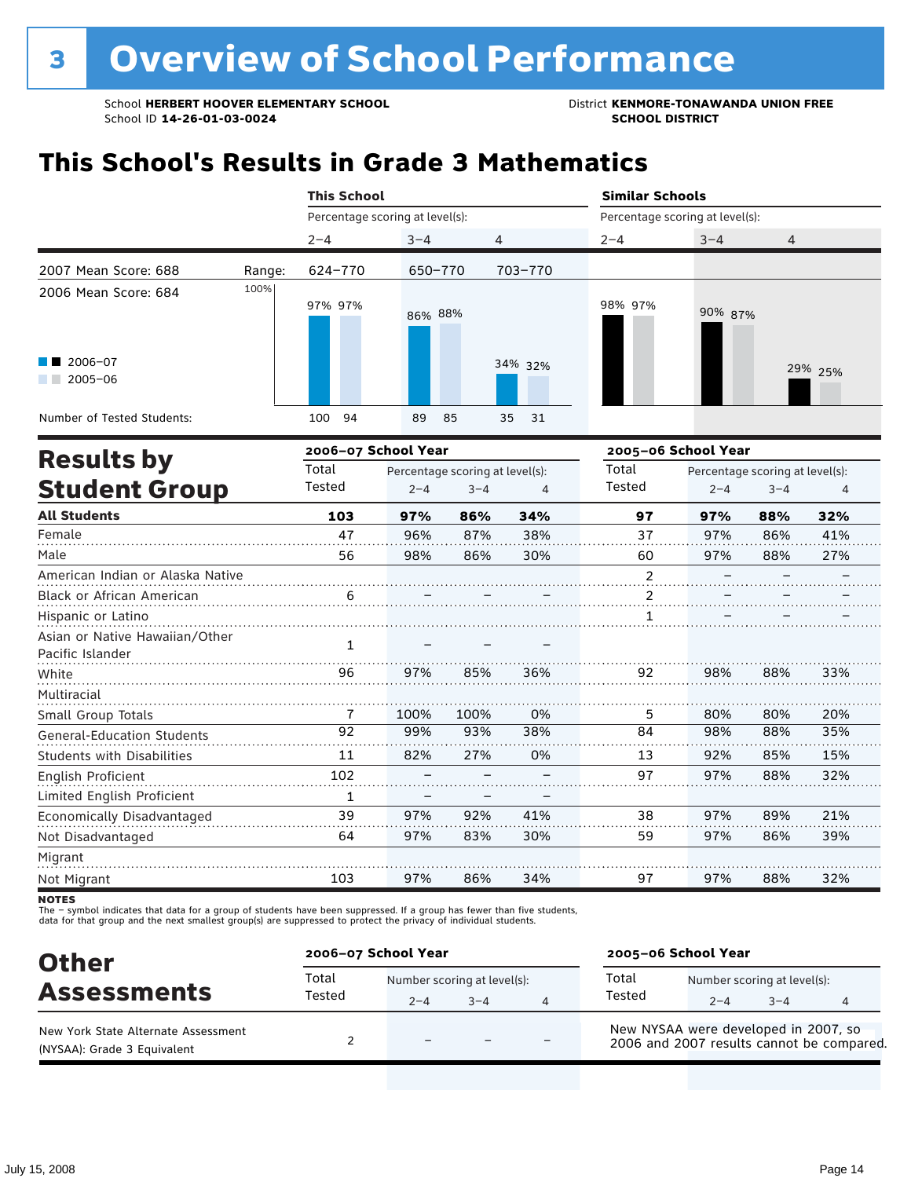# 3 Overview of School Performance

School **HERBERT HOOVER ELEMENTARY SCHOOL**
School ID **14-26-01-03-0024**

District **KENMORE-TONAWANDA UNION FREE SCHOOL DISTRICT**

## This School's Results in Grade 3 Mathematics

| | This School | | | Similar Schools | | |
|---|---|---|---|---|---|---|
| | Percentage scoring at level(s): | | | Percentage scoring at level(s): | | |
| | 2–4 | 3–4 | 4 | 2–4 | 3–4 | 4 |
| Range: | 624–770 | 650–770 | 703–770 | | | |
| 2006–07 | 97% | 86% | 34% | 98% | 90% | 29% |
| 2005–06 | 97% | 88% | 32% | 97% | 87% | 25% |
| Number of Tested Students: 2006–07 | 100 | 89 | 35 | | | |
| Number of Tested Students: 2005–06 | 94 | 85 | 31 | | | |

2007 Mean Score: 688

2006 Mean Score: 684

## Results by Student Group

| | 2006–07 School Year | | | | 2005–06 School Year | | | |
|---|---|---|---|---|---|---|---|---|
| | Total Tested | Percentage scoring at level(s): 2–4 | 3–4 | 4 | Total Tested | Percentage scoring at level(s): 2–4 | 3–4 | 4 |
| **All Students** | **103** | **97%** | **86%** | **34%** | **97** | **97%** | **88%** | **32%** |
| Female | 47 | 96% | 87% | 38% | 37 | 97% | 86% | 41% |
| Male | 56 | 98% | 86% | 30% | 60 | 97% | 88% | 27% |
| American Indian or Alaska Native | | | | | 2 | – | – | – |
| Black or African American | 6 | – | – | – | 2 | – | – | – |
| Hispanic or Latino | | | | | 1 | – | – | – |
| Asian or Native Hawaiian/Other Pacific Islander | 1 | – | – | – | | | | |
| White | 96 | 97% | 85% | 36% | 92 | 98% | 88% | 33% |
| Multiracial | | | | | | | | |
| Small Group Totals | 7 | 100% | 100% | 0% | 5 | 80% | 80% | 20% |
| General-Education Students | 92 | 99% | 93% | 38% | 84 | 98% | 88% | 35% |
| Students with Disabilities | 11 | 82% | 27% | 0% | 13 | 92% | 85% | 15% |
| English Proficient | 102 | – | – | – | 97 | 97% | 88% | 32% |
| Limited English Proficient | 1 | – | – | – | | | | |
| Economically Disadvantaged | 39 | 97% | 92% | 41% | 38 | 97% | 89% | 21% |
| Not Disadvantaged | 64 | 97% | 83% | 30% | 59 | 97% | 86% | 39% |
| Migrant | | | | | | | | |
| Not Migrant | 103 | 97% | 86% | 34% | 97 | 97% | 88% | 32% |

**NOTES**
The – symbol indicates that data for a group of students have been suppressed. If a group has fewer than five students, data for that group and the next smallest group(s) are suppressed to protect the privacy of individual students.

## Other Assessments

| | 2006–07 School Year | | | | 2005–06 School Year | | | |
|---|---|---|---|---|---|---|---|---|
| | Total Tested | Number scoring at level(s): 2–4 | 3–4 | 4 | Total Tested | Number scoring at level(s): 2–4 | 3–4 | 4 |
| New York State Alternate Assessment (NYSAA): Grade 3 Equivalent | 2 | – | – | – | New NYSAA were developed in 2007, so 2006 and 2007 results cannot be compared. | | | |

July 15, 2008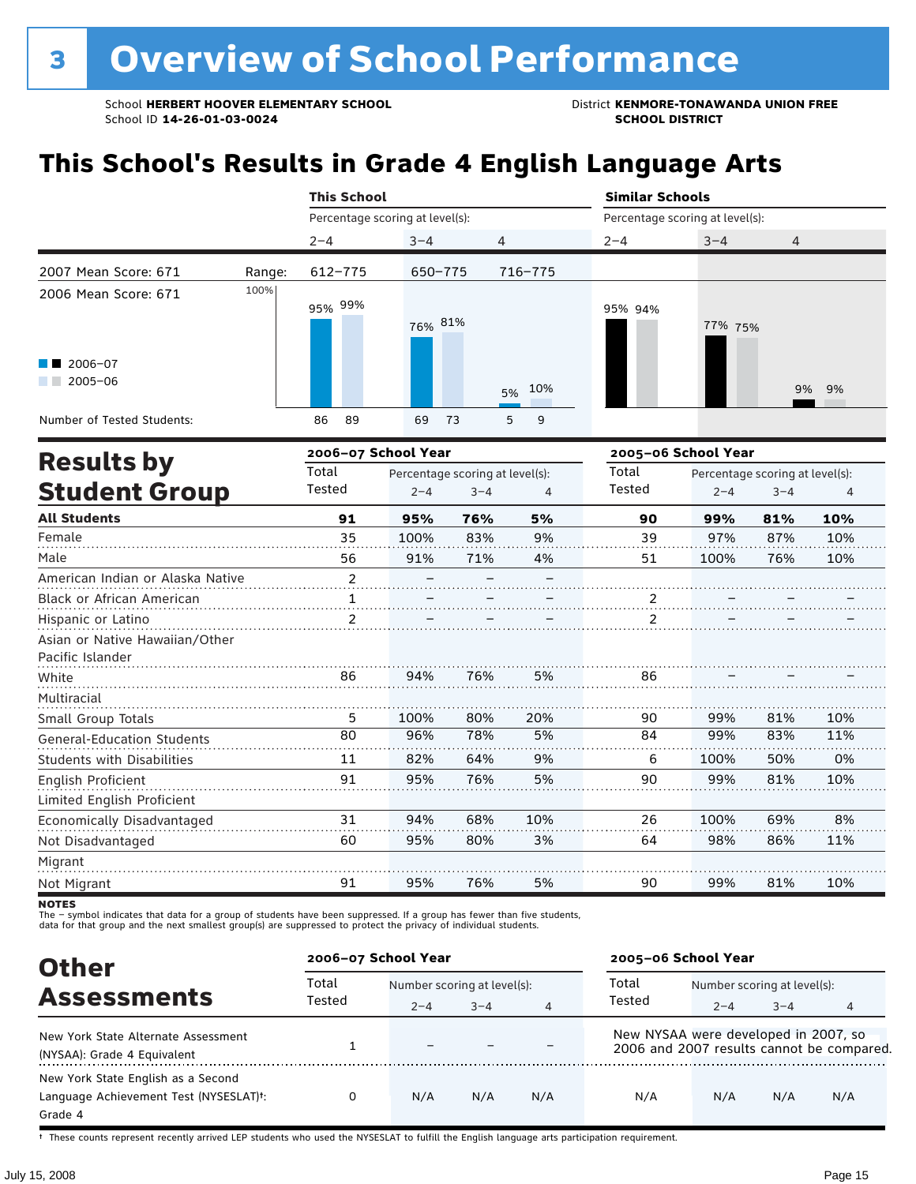# 3 Overview of School Performance

School **HERBERT HOOVER ELEMENTARY SCHOOL**
School ID **14-26-01-03-0024**

District **KENMORE-TONAWANDA UNION FREE SCHOOL DISTRICT**

## This School's Results in Grade 4 English Language Arts

| | | This School | | | Similar Schools | | |
|---|---|---|---|---|---|---|---|
| | | Percentage scoring at level(s): | | | Percentage scoring at level(s): | | |
| | | 2–4 | 3–4 | 4 | 2–4 | 3–4 | 4 |
| 2007 Mean Score: 671 | Range: | 612–775 | 650–775 | 716–775 | | | |
| 2006 Mean Score: 671 | | | | | | | |
| 2006–07 | | 95% | 76% | 5% | 95% | 77% | 9% |
| 2005–06 | | 99% | 81% | 10% | 94% | 75% | 9% |
| Number of Tested Students: | | 86 / 89 | 69 / 73 | 5 / 9 | | | |

## Results by Student Group

| | 2006–07 School Year | | | | 2005–06 School Year | | | |
|---|---|---|---|---|---|---|---|---|
| | Total Tested | Percentage scoring at level(s): 2–4 | 3–4 | 4 | Total Tested | Percentage scoring at level(s): 2–4 | 3–4 | 4 |
| **All Students** | **91** | **95%** | **76%** | **5%** | **90** | **99%** | **81%** | **10%** |
| Female | 35 | 100% | 83% | 9% | 39 | 97% | 87% | 10% |
| Male | 56 | 91% | 71% | 4% | 51 | 100% | 76% | 10% |
| American Indian or Alaska Native | 2 | – | – | – | | | | |
| Black or African American | 1 | – | – | – | 2 | – | – | – |
| Hispanic or Latino | 2 | – | – | – | 2 | – | – | – |
| Asian or Native Hawaiian/Other Pacific Islander | | | | | | | | |
| White | 86 | 94% | 76% | 5% | 86 | – | – | – |
| Multiracial | | | | | | | | |
| Small Group Totals | 5 | 100% | 80% | 20% | 90 | 99% | 81% | 10% |
| General-Education Students | 80 | 96% | 78% | 5% | 84 | 99% | 83% | 11% |
| Students with Disabilities | 11 | 82% | 64% | 9% | 6 | 100% | 50% | 0% |
| English Proficient | 91 | 95% | 76% | 5% | 90 | 99% | 81% | 10% |
| Limited English Proficient | | | | | | | | |
| Economically Disadvantaged | 31 | 94% | 68% | 10% | 26 | 100% | 69% | 8% |
| Not Disadvantaged | 60 | 95% | 80% | 3% | 64 | 98% | 86% | 11% |
| Migrant | | | | | | | | |
| Not Migrant | 91 | 95% | 76% | 5% | 90 | 99% | 81% | 10% |

**NOTES**
The – symbol indicates that data for a group of students have been suppressed. If a group has fewer than five students, data for that group and the next smallest group(s) are suppressed to protect the privacy of individual students.

## Other Assessments

| | 2006–07 School Year | | | | 2005–06 School Year | | | |
|---|---|---|---|---|---|---|---|---|
| | Total Tested | Number scoring at level(s): 2–4 | 3–4 | 4 | Total Tested | Number scoring at level(s): 2–4 | 3–4 | 4 |
| New York State Alternate Assessment (NYSAA): Grade 4 Equivalent | 1 | – | – | – | New NYSAA were developed in 2007, so 2006 and 2007 results cannot be compared. | | | |
| New York State English as a Second Language Achievement Test (NYSESLAT)†: Grade 4 | 0 | N/A | N/A | N/A | N/A | N/A | N/A | N/A |

† These counts represent recently arrived LEP students who used the NYSESLAT to fulfill the English language arts participation requirement.

July 15, 2008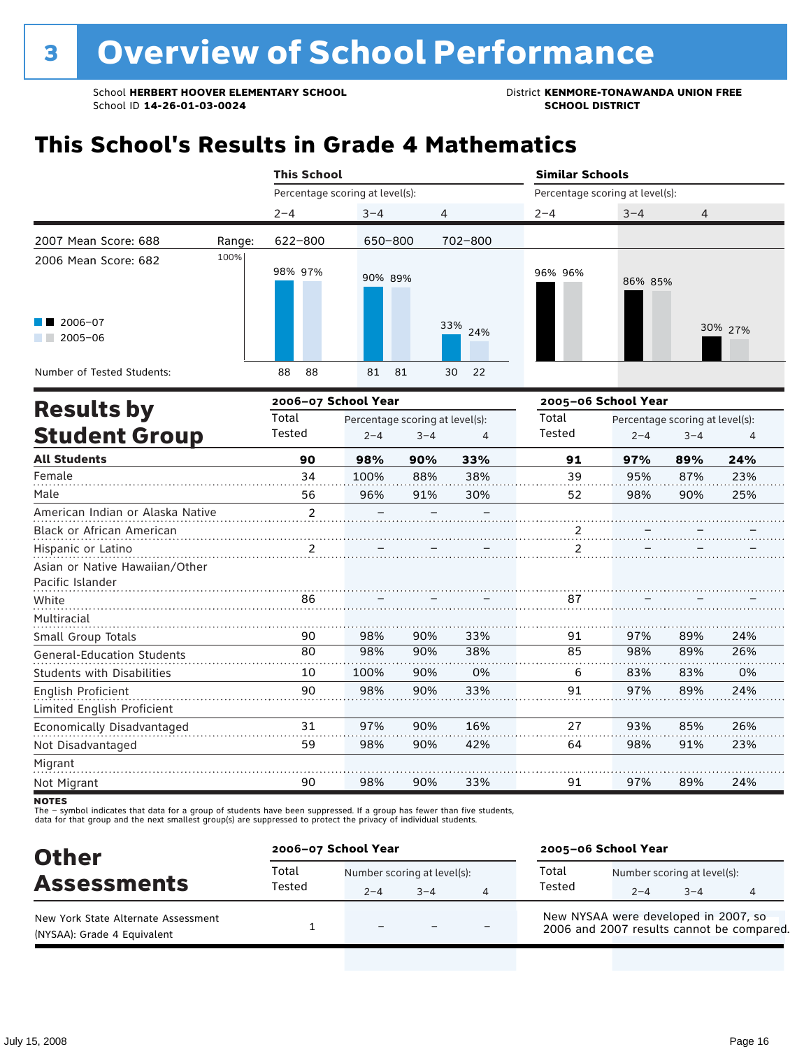# 3 Overview of School Performance

School **HERBERT HOOVER ELEMENTARY SCHOOL**
School ID **14-26-01-03-0024**

District **KENMORE-TONAWANDA UNION FREE SCHOOL DISTRICT**

## This School's Results in Grade 4 Mathematics

2007 Mean Score: 688
2006 Mean Score: 682

| | This School 2–4 | This School 3–4 | This School 4 | Similar Schools 2–4 | Similar Schools 3–4 | Similar Schools 4 |
|---|---|---|---|---|---|---|
| Range | 622–800 | 650–800 | 702–800 | | | |
| 2006–07 | 98% | 90% | 33% | 96% | 86% | 30% |
| 2005–06 | 97% | 89% | 24% | 96% | 85% | 27% |
| Number of Tested Students: 2006–07 | 88 | 81 | 30 | | | |
| Number of Tested Students: 2005–06 | 88 | 81 | 22 | | | |

## Results by Student Group

| | 2006–07 Total Tested | 2006–07 2–4 | 2006–07 3–4 | 2006–07 4 | 2005–06 Total Tested | 2005–06 2–4 | 2005–06 3–4 | 2005–06 4 |
|---|---|---|---|---|---|---|---|---|
| **All Students** | **90** | **98%** | **90%** | **33%** | **91** | **97%** | **89%** | **24%** |
| Female | 34 | 100% | 88% | 38% | 39 | 95% | 87% | 23% |
| Male | 56 | 96% | 91% | 30% | 52 | 98% | 90% | 25% |
| American Indian or Alaska Native | 2 | – | – | – | | | | |
| Black or African American | | | | | 2 | – | – | – |
| Hispanic or Latino | 2 | – | – | – | 2 | – | – | – |
| Asian or Native Hawaiian/Other Pacific Islander | | | | | | | | |
| White | 86 | – | – | – | 87 | – | – | – |
| Multiracial | | | | | | | | |
| Small Group Totals | 90 | 98% | 90% | 33% | 91 | 97% | 89% | 24% |
| General-Education Students | 80 | 98% | 90% | 38% | 85 | 98% | 89% | 26% |
| Students with Disabilities | 10 | 100% | 90% | 0% | 6 | 83% | 83% | 0% |
| English Proficient | 90 | 98% | 90% | 33% | 91 | 97% | 89% | 24% |
| Limited English Proficient | | | | | | | | |
| Economically Disadvantaged | 31 | 97% | 90% | 16% | 27 | 93% | 85% | 26% |
| Not Disadvantaged | 59 | 98% | 90% | 42% | 64 | 98% | 91% | 23% |
| Migrant | | | | | | | | |
| Not Migrant | 90 | 98% | 90% | 33% | 91 | 97% | 89% | 24% |

**NOTES**
The – symbol indicates that data for a group of students have been suppressed. If a group has fewer than five students, data for that group and the next smallest group(s) are suppressed to protect the privacy of individual students.

## Other Assessments

| | 2006–07 Total Tested | 2006–07 2–4 | 2006–07 3–4 | 2006–07 4 | 2005–06 School Year |
|---|---|---|---|---|---|
| New York State Alternate Assessment (NYSAA): Grade 4 Equivalent | 1 | – | – | – | New NYSAA were developed in 2007, so 2006 and 2007 results cannot be compared. |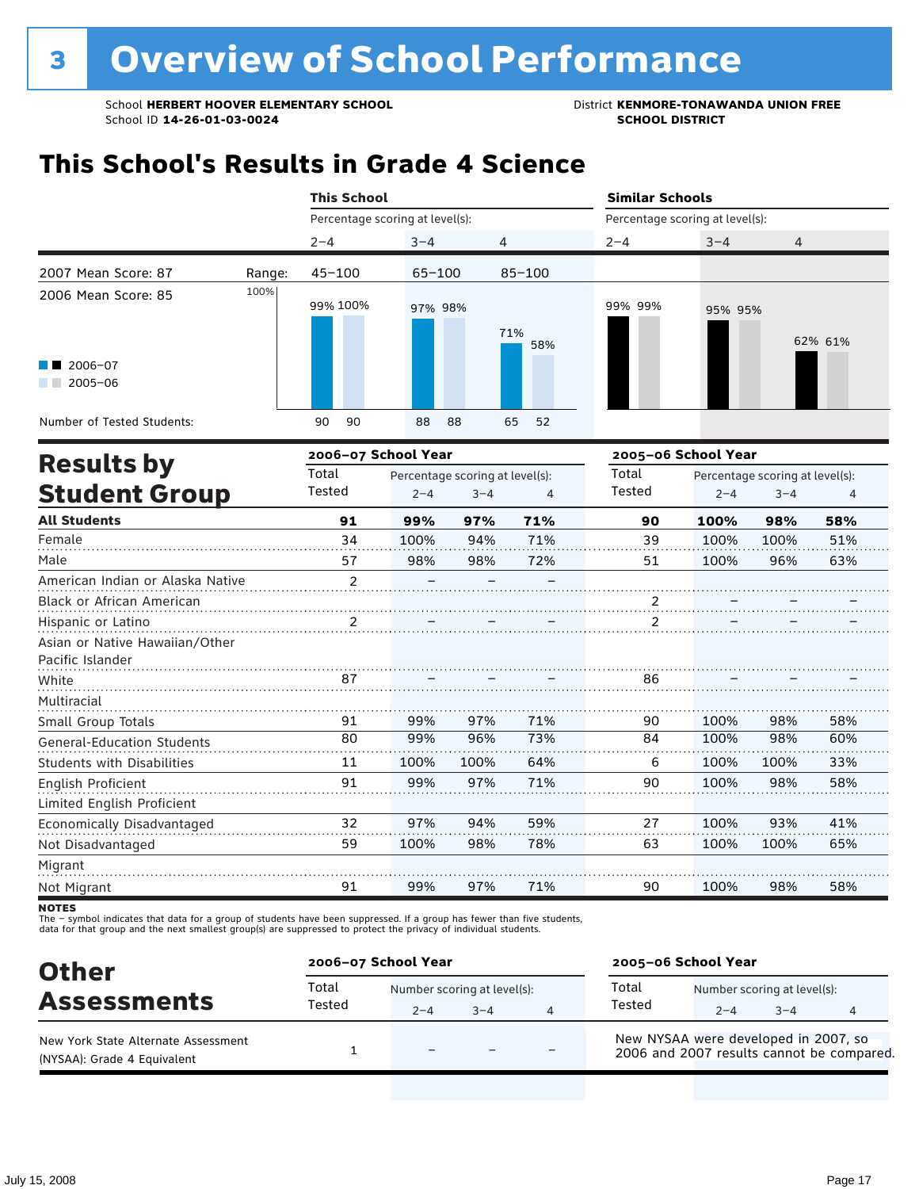# 3 Overview of School Performance

School **HERBERT HOOVER ELEMENTARY SCHOOL**
School ID **14-26-01-03-0024**

District **KENMORE-TONAWANDA UNION FREE SCHOOL DISTRICT**

## This School's Results in Grade 4 Science

| | This School 2–4 | This School 3–4 | This School 4 | Similar Schools 2–4 | Similar Schools 3–4 | Similar Schools 4 |
|---|---|---|---|---|---|---|
| 2007 Mean Score: 87 — Range: | 45–100 | 65–100 | 85–100 | | | |
| 2006 Mean Score: 85 | | | | | | |
| 2006–07 | 99% | 97% | 71% | 99% | 95% | 62% |
| 2005–06 | 100% | 98% | 58% | 99% | 95% | 61% |
| Number of Tested Students (2006–07) | 90 | 88 | 65 | | | |
| Number of Tested Students (2005–06) | 90 | 88 | 52 | | | |

Percentage scoring at level(s).

## Results by Student Group

| | 2006–07 Total Tested | 2006–07 2–4 | 2006–07 3–4 | 2006–07 4 | 2005–06 Total Tested | 2005–06 2–4 | 2005–06 3–4 | 2005–06 4 |
|---|---|---|---|---|---|---|---|---|
| **All Students** | **91** | **99%** | **97%** | **71%** | **90** | **100%** | **98%** | **58%** |
| Female | 34 | 100% | 94% | 71% | 39 | 100% | 100% | 51% |
| Male | 57 | 98% | 98% | 72% | 51 | 100% | 96% | 63% |
| American Indian or Alaska Native | 2 | – | – | – | | | | |
| Black or African American | | | | | 2 | – | – | – |
| Hispanic or Latino | 2 | – | – | – | 2 | – | – | – |
| Asian or Native Hawaiian/Other Pacific Islander | | | | | | | | |
| White | 87 | – | – | – | 86 | – | – | – |
| Multiracial | | | | | | | | |
| Small Group Totals | 91 | 99% | 97% | 71% | 90 | 100% | 98% | 58% |
| General-Education Students | 80 | 99% | 96% | 73% | 84 | 100% | 98% | 60% |
| Students with Disabilities | 11 | 100% | 100% | 64% | 6 | 100% | 100% | 33% |
| English Proficient | 91 | 99% | 97% | 71% | 90 | 100% | 98% | 58% |
| Limited English Proficient | | | | | | | | |
| Economically Disadvantaged | 32 | 97% | 94% | 59% | 27 | 100% | 93% | 41% |
| Not Disadvantaged | 59 | 100% | 98% | 78% | 63 | 100% | 100% | 65% |
| Migrant | | | | | | | | |
| Not Migrant | 91 | 99% | 97% | 71% | 90 | 100% | 98% | 58% |

**NOTES**
The – symbol indicates that data for a group of students have been suppressed. If a group has fewer than five students, data for that group and the next smallest group(s) are suppressed to protect the privacy of individual students.

## Other Assessments

| | 2006–07 Total Tested | 2006–07 2–4 | 2006–07 3–4 | 2006–07 4 | 2005–06 School Year |
|---|---|---|---|---|---|
| New York State Alternate Assessment (NYSAA): Grade 4 Equivalent | 1 | – | – | – | New NYSAA were developed in 2007, so 2006 and 2007 results cannot be compared. |

Number scoring at level(s).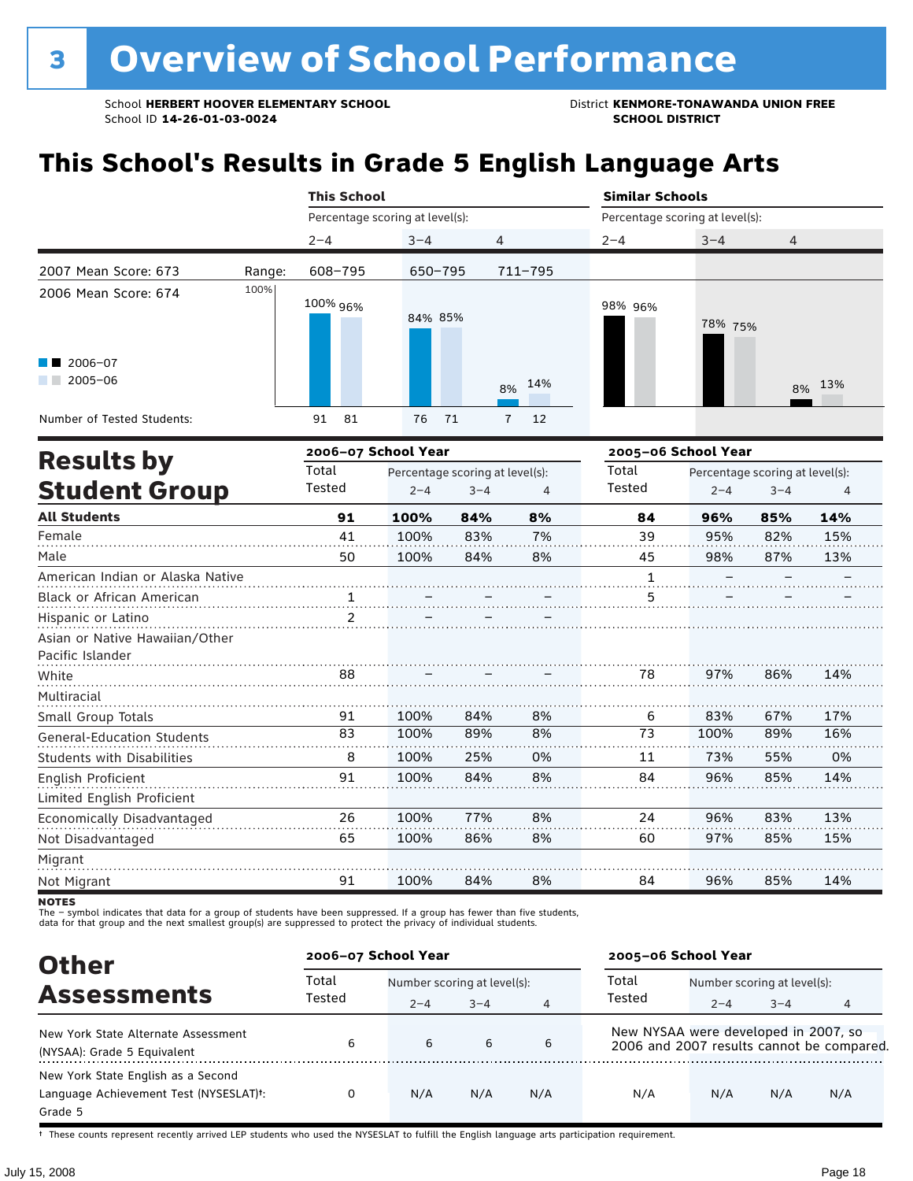# 3 Overview of School Performance

School **HERBERT HOOVER ELEMENTARY SCHOOL**
School ID **14-26-01-03-0024**

District **KENMORE-TONAWANDA UNION FREE SCHOOL DISTRICT**

## This School's Results in Grade 5 English Language Arts

| | | This School | | | Similar Schools | | |
|---|---|---|---|---|---|---|---|
| | | Percentage scoring at level(s): | | | Percentage scoring at level(s): | | |
| | | 2–4 | 3–4 | 4 | 2–4 | 3–4 | 4 |
| 2007 Mean Score: 673 | Range: | 608–795 | 650–795 | 711–795 | | | |
| 2006 Mean Score: 674 | 2006–07 | 100% | 84% | 8% | 98% | 78% | 8% |
| | 2005–06 | 96% | 85% | 14% | 96% | 75% | 13% |
| Number of Tested Students: | 2006–07 | 91 | 76 | 7 | | | |
| | 2005–06 | 81 | 71 | 12 | | | |

## Results by Student Group

| | 2006–07 School Year | | | | 2005–06 School Year | | | |
|---|---|---|---|---|---|---|---|---|
| | Total Tested | Percentage scoring at level(s): 2–4 | 3–4 | 4 | Total Tested | Percentage scoring at level(s): 2–4 | 3–4 | 4 |
| **All Students** | **91** | **100%** | **84%** | **8%** | **84** | **96%** | **85%** | **14%** |
| Female | 41 | 100% | 83% | 7% | 39 | 95% | 82% | 15% |
| Male | 50 | 100% | 84% | 8% | 45 | 98% | 87% | 13% |
| American Indian or Alaska Native | | | | | 1 | – | – | – |
| Black or African American | 1 | – | – | – | 5 | – | – | – |
| Hispanic or Latino | 2 | – | – | – | | | | |
| Asian or Native Hawaiian/Other Pacific Islander | | | | | | | | |
| White | 88 | – | – | – | 78 | 97% | 86% | 14% |
| Multiracial | | | | | | | | |
| Small Group Totals | 91 | 100% | 84% | 8% | 6 | 83% | 67% | 17% |
| General-Education Students | 83 | 100% | 89% | 8% | 73 | 100% | 89% | 16% |
| Students with Disabilities | 8 | 100% | 25% | 0% | 11 | 73% | 55% | 0% |
| English Proficient | 91 | 100% | 84% | 8% | 84 | 96% | 85% | 14% |
| Limited English Proficient | | | | | | | | |
| Economically Disadvantaged | 26 | 100% | 77% | 8% | 24 | 96% | 83% | 13% |
| Not Disadvantaged | 65 | 100% | 86% | 8% | 60 | 97% | 85% | 15% |
| Migrant | | | | | | | | |
| Not Migrant | 91 | 100% | 84% | 8% | 84 | 96% | 85% | 14% |

**NOTES**
The – symbol indicates that data for a group of students have been suppressed. If a group has fewer than five students, data for that group and the next smallest group(s) are suppressed to protect the privacy of individual students.

## Other Assessments

| | 2006–07 School Year | | | | 2005–06 School Year | | | |
|---|---|---|---|---|---|---|---|---|
| | Total Tested | Number scoring at level(s): 2–4 | 3–4 | 4 | Total Tested | Number scoring at level(s): 2–4 | 3–4 | 4 |
| New York State Alternate Assessment (NYSAA): Grade 5 Equivalent | 6 | 6 | 6 | 6 | New NYSAA were developed in 2007, so 2006 and 2007 results cannot be compared. | | | |
| New York State English as a Second Language Achievement Test (NYSESLAT)†: Grade 5 | 0 | N/A | N/A | N/A | N/A | N/A | N/A | N/A |

† These counts represent recently arrived LEP students who used the NYSESLAT to fulfill the English language arts participation requirement.

July 15, 2008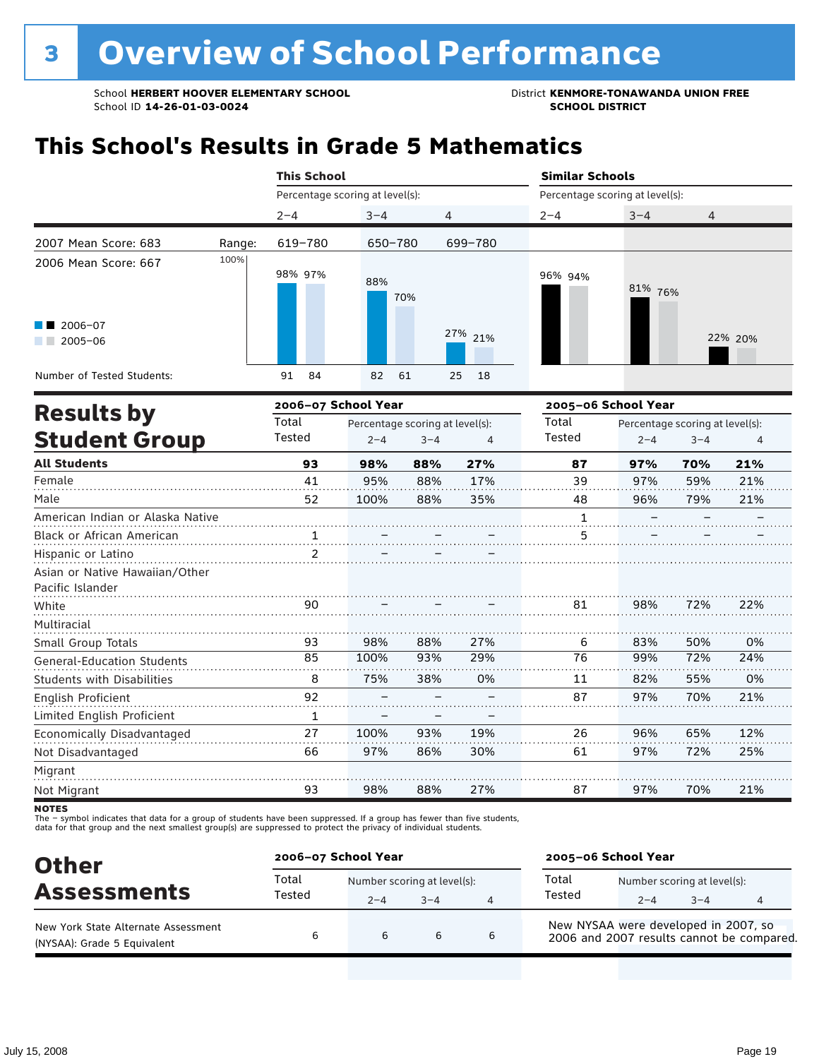# 3 Overview of School Performance

School **HERBERT HOOVER ELEMENTARY SCHOOL**
School ID **14-26-01-03-0024**

District **KENMORE-TONAWANDA UNION FREE SCHOOL DISTRICT**

## This School's Results in Grade 5 Mathematics

This School
Percentage scoring at level(s):
2–4 3–4 4

Similar Schools
Percentage scoring at level(s):
2–4 3–4 4

2007 Mean Score: 683
Range: 619–780 650–780 699–780
2006 Mean Score: 667
100%

■ 2006–07
■ 2005–06

98% 97% 88% 70% 27% 21%
96% 94% 81% 76% 22% 20%

Number of Tested Students: 91 84 82 61 25 18

## Results by Student Group

| | 2006–07 School Year | | | | 2005–06 School Year | | | |
|---|---|---|---|---|---|---|---|---|
| | Total Tested | Percentage scoring at level(s): 2–4 | 3–4 | 4 | Total Tested | Percentage scoring at level(s): 2–4 | 3–4 | 4 |
| **All Students** | **93** | **98%** | **88%** | **27%** | **87** | **97%** | **70%** | **21%** |
| Female | 41 | 95% | 88% | 17% | 39 | 97% | 59% | 21% |
| Male | 52 | 100% | 88% | 35% | 48 | 96% | 79% | 21% |
| American Indian or Alaska Native | | | | | 1 | – | – | – |
| Black or African American | 1 | – | – | – | 5 | – | – | – |
| Hispanic or Latino | 2 | – | – | – | | | | |
| Asian or Native Hawaiian/Other Pacific Islander | | | | | | | | |
| White | 90 | – | – | – | 81 | 98% | 72% | 22% |
| Multiracial | | | | | | | | |
| Small Group Totals | 93 | 98% | 88% | 27% | 6 | 83% | 50% | 0% |
| General-Education Students | 85 | 100% | 93% | 29% | 76 | 99% | 72% | 24% |
| Students with Disabilities | 8 | 75% | 38% | 0% | 11 | 82% | 55% | 0% |
| English Proficient | 92 | – | – | – | 87 | 97% | 70% | 21% |
| Limited English Proficient | 1 | – | – | – | | | | |
| Economically Disadvantaged | 27 | 100% | 93% | 19% | 26 | 96% | 65% | 12% |
| Not Disadvantaged | 66 | 97% | 86% | 30% | 61 | 97% | 72% | 25% |
| Migrant | | | | | | | | |
| Not Migrant | 93 | 98% | 88% | 27% | 87 | 97% | 70% | 21% |

**NOTES**
The – symbol indicates that data for a group of students have been suppressed. If a group has fewer than five students, data for that group and the next smallest group(s) are suppressed to protect the privacy of individual students.

## Other Assessments

| | 2006–07 School Year | | | | 2005–06 School Year | | | |
|---|---|---|---|---|---|---|---|---|
| | Total Tested | Number scoring at level(s): 2–4 | 3–4 | 4 | Total Tested | Number scoring at level(s): 2–4 | 3–4 | 4 |
| New York State Alternate Assessment (NYSAA): Grade 5 Equivalent | 6 | 6 | 6 | 6 | New NYSAA were developed in 2007, so 2006 and 2007 results cannot be compared. | | | |

July 15, 2008